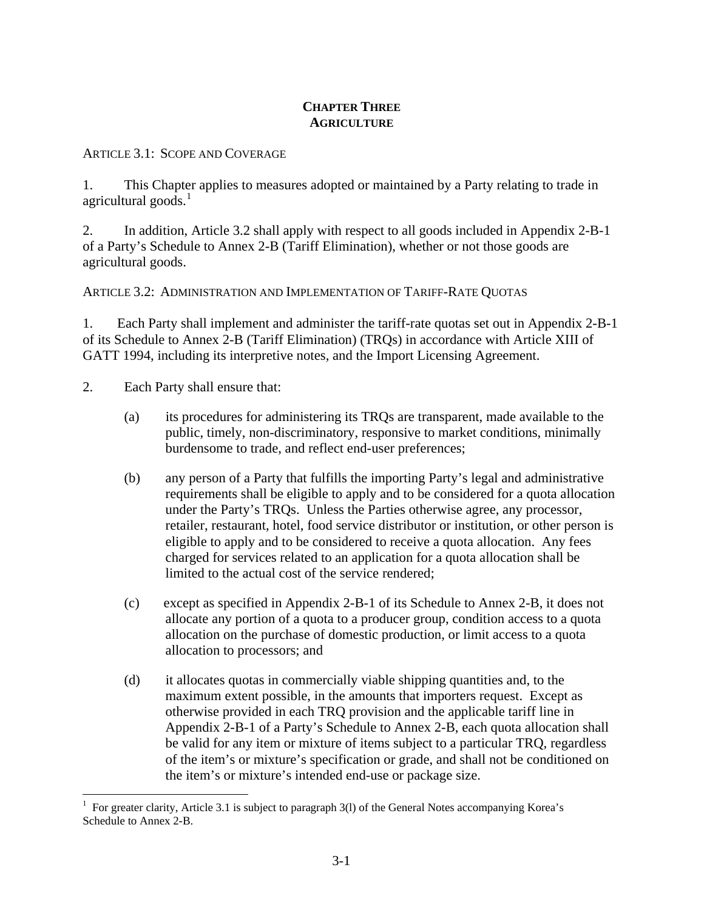# CHAPTER THREE
# AGRICULTURE

ARTICLE 3.1: SCOPE AND COVERAGE

1. This Chapter applies to measures adopted or maintained by a Party relating to trade in agricultural goods.[1]

2. In addition, Article 3.2 shall apply with respect to all goods included in Appendix 2-B-1 of a Party's Schedule to Annex 2-B (Tariff Elimination), whether or not those goods are agricultural goods.

ARTICLE 3.2: ADMINISTRATION AND IMPLEMENTATION OF TARIFF-RATE QUOTAS

1. Each Party shall implement and administer the tariff-rate quotas set out in Appendix 2-B-1 of its Schedule to Annex 2-B (Tariff Elimination) (TRQs) in accordance with Article XIII of GATT 1994, including its interpretive notes, and the Import Licensing Agreement.

2. Each Party shall ensure that:

   (a) its procedures for administering its TRQs are transparent, made available to the public, timely, non-discriminatory, responsive to market conditions, minimally burdensome to trade, and reflect end-user preferences;

   (b) any person of a Party that fulfills the importing Party's legal and administrative requirements shall be eligible to apply and to be considered for a quota allocation under the Party's TRQs. Unless the Parties otherwise agree, any processor, retailer, restaurant, hotel, food service distributor or institution, or other person is eligible to apply and to be considered to receive a quota allocation. Any fees charged for services related to an application for a quota allocation shall be limited to the actual cost of the service rendered;

   (c) except as specified in Appendix 2-B-1 of its Schedule to Annex 2-B, it does not allocate any portion of a quota to a producer group, condition access to a quota allocation on the purchase of domestic production, or limit access to a quota allocation to processors; and

   (d) it allocates quotas in commercially viable shipping quantities and, to the maximum extent possible, in the amounts that importers request. Except as otherwise provided in each TRQ provision and the applicable tariff line in Appendix 2-B-1 of a Party's Schedule to Annex 2-B, each quota allocation shall be valid for any item or mixture of items subject to a particular TRQ, regardless of the item's or mixture's specification or grade, and shall not be conditioned on the item's or mixture's intended end-use or package size.

---

[1] For greater clarity, Article 3.1 is subject to paragraph 3(l) of the General Notes accompanying Korea's Schedule to Annex 2-B.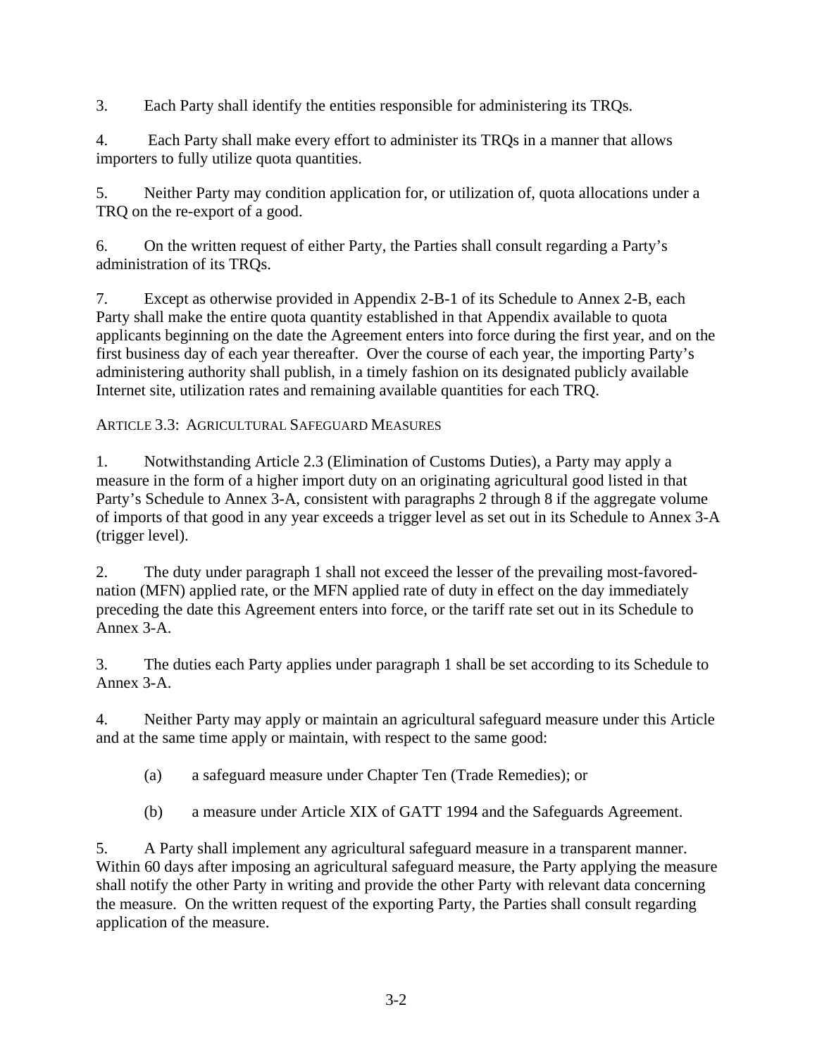3. Each Party shall identify the entities responsible for administering its TRQs.

4. Each Party shall make every effort to administer its TRQs in a manner that allows importers to fully utilize quota quantities.

5. Neither Party may condition application for, or utilization of, quota allocations under a TRQ on the re-export of a good.

6. On the written request of either Party, the Parties shall consult regarding a Party's administration of its TRQs.

7. Except as otherwise provided in Appendix 2-B-1 of its Schedule to Annex 2-B, each Party shall make the entire quota quantity established in that Appendix available to quota applicants beginning on the date the Agreement enters into force during the first year, and on the first business day of each year thereafter. Over the course of each year, the importing Party's administering authority shall publish, in a timely fashion on its designated publicly available Internet site, utilization rates and remaining available quantities for each TRQ.

ARTICLE 3.3: AGRICULTURAL SAFEGUARD MEASURES

1. Notwithstanding Article 2.3 (Elimination of Customs Duties), a Party may apply a measure in the form of a higher import duty on an originating agricultural good listed in that Party's Schedule to Annex 3-A, consistent with paragraphs 2 through 8 if the aggregate volume of imports of that good in any year exceeds a trigger level as set out in its Schedule to Annex 3-A (trigger level).

2. The duty under paragraph 1 shall not exceed the lesser of the prevailing most-favored-nation (MFN) applied rate, or the MFN applied rate of duty in effect on the day immediately preceding the date this Agreement enters into force, or the tariff rate set out in its Schedule to Annex 3-A.

3. The duties each Party applies under paragraph 1 shall be set according to its Schedule to Annex 3-A.

4. Neither Party may apply or maintain an agricultural safeguard measure under this Article and at the same time apply or maintain, with respect to the same good:

(a) a safeguard measure under Chapter Ten (Trade Remedies); or

(b) a measure under Article XIX of GATT 1994 and the Safeguards Agreement.

5. A Party shall implement any agricultural safeguard measure in a transparent manner. Within 60 days after imposing an agricultural safeguard measure, the Party applying the measure shall notify the other Party in writing and provide the other Party with relevant data concerning the measure. On the written request of the exporting Party, the Parties shall consult regarding application of the measure.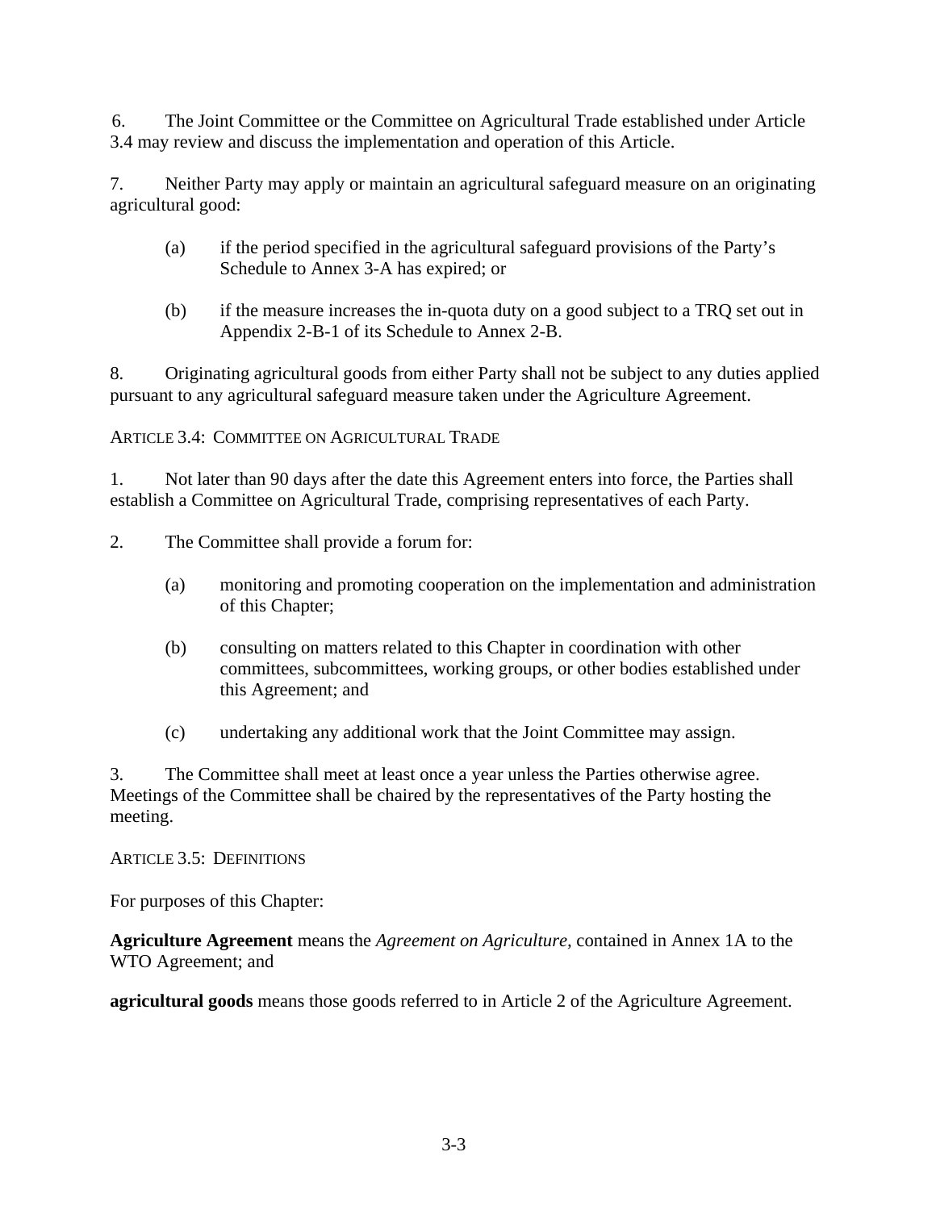6. The Joint Committee or the Committee on Agricultural Trade established under Article 3.4 may review and discuss the implementation and operation of this Article.

7. Neither Party may apply or maintain an agricultural safeguard measure on an originating agricultural good:

(a) if the period specified in the agricultural safeguard provisions of the Party's Schedule to Annex 3-A has expired; or

(b) if the measure increases the in-quota duty on a good subject to a TRQ set out in Appendix 2-B-1 of its Schedule to Annex 2-B.

8. Originating agricultural goods from either Party shall not be subject to any duties applied pursuant to any agricultural safeguard measure taken under the Agriculture Agreement.

## ARTICLE 3.4: COMMITTEE ON AGRICULTURAL TRADE

1. Not later than 90 days after the date this Agreement enters into force, the Parties shall establish a Committee on Agricultural Trade, comprising representatives of each Party.

2. The Committee shall provide a forum for:

(a) monitoring and promoting cooperation on the implementation and administration of this Chapter;

(b) consulting on matters related to this Chapter in coordination with other committees, subcommittees, working groups, or other bodies established under this Agreement; and

(c) undertaking any additional work that the Joint Committee may assign.

3. The Committee shall meet at least once a year unless the Parties otherwise agree. Meetings of the Committee shall be chaired by the representatives of the Party hosting the meeting.

## ARTICLE 3.5: DEFINITIONS

For purposes of this Chapter:

**Agriculture Agreement** means the *Agreement on Agriculture,* contained in Annex 1A to the WTO Agreement; and

**agricultural goods** means those goods referred to in Article 2 of the Agriculture Agreement.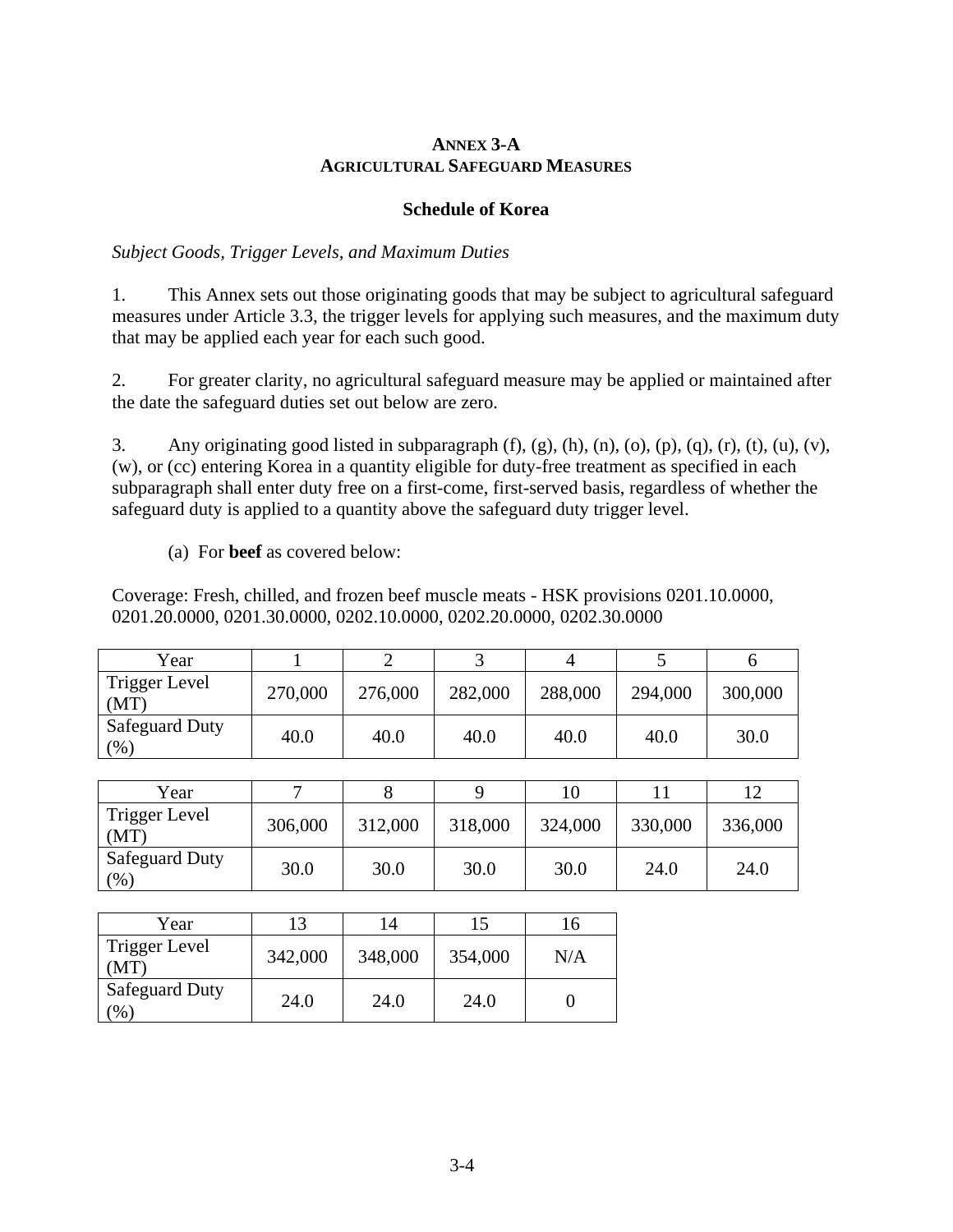# ANNEX 3-A
## AGRICULTURAL SAFEGUARD MEASURES

### Schedule of Korea

*Subject Goods, Trigger Levels, and Maximum Duties*

1. This Annex sets out those originating goods that may be subject to agricultural safeguard measures under Article 3.3, the trigger levels for applying such measures, and the maximum duty that may be applied each year for each such good.

2. For greater clarity, no agricultural safeguard measure may be applied or maintained after the date the safeguard duties set out below are zero.

3. Any originating good listed in subparagraph (f), (g), (h), (n), (o), (p), (q), (r), (t), (u), (v), (w), or (cc) entering Korea in a quantity eligible for duty-free treatment as specified in each subparagraph shall enter duty free on a first-come, first-served basis, regardless of whether the safeguard duty is applied to a quantity above the safeguard duty trigger level.

(a) For **beef** as covered below:

Coverage: Fresh, chilled, and frozen beef muscle meats - HSK provisions 0201.10.0000, 0201.20.0000, 0201.30.0000, 0202.10.0000, 0202.20.0000, 0202.30.0000

| Year | 1 | 2 | 3 | 4 | 5 | 6 |
|---|---|---|---|---|---|---|
| Trigger Level (MT) | 270,000 | 276,000 | 282,000 | 288,000 | 294,000 | 300,000 |
| Safeguard Duty (%) | 40.0 | 40.0 | 40.0 | 40.0 | 40.0 | 30.0 |

| Year | 7 | 8 | 9 | 10 | 11 | 12 |
|---|---|---|---|---|---|---|
| Trigger Level (MT) | 306,000 | 312,000 | 318,000 | 324,000 | 330,000 | 336,000 |
| Safeguard Duty (%) | 30.0 | 30.0 | 30.0 | 30.0 | 24.0 | 24.0 |

| Year | 13 | 14 | 15 | 16 |
|---|---|---|---|---|
| Trigger Level (MT) | 342,000 | 348,000 | 354,000 | N/A |
| Safeguard Duty (%) | 24.0 | 24.0 | 24.0 | 0 |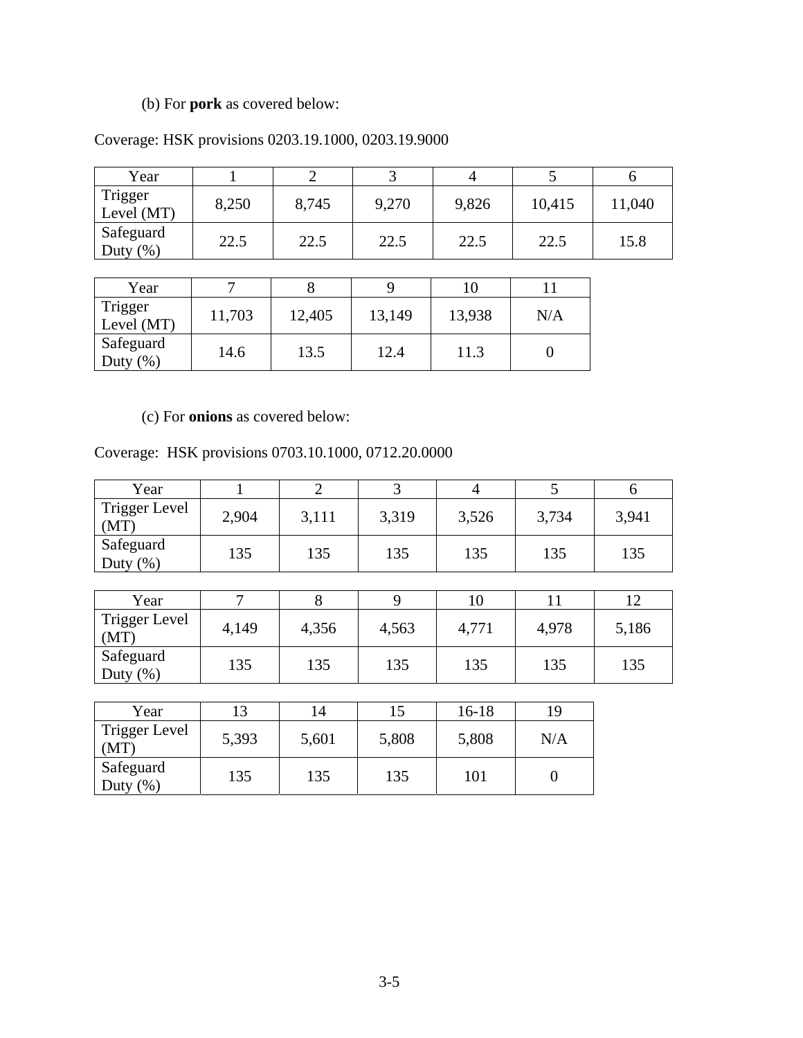(b) For **pork** as covered below:

Coverage: HSK provisions 0203.19.1000, 0203.19.9000

| Year | 1 | 2 | 3 | 4 | 5 | 6 |
|---|---|---|---|---|---|---|
| Trigger Level (MT) | 8,250 | 8,745 | 9,270 | 9,826 | 10,415 | 11,040 |
| Safeguard Duty (%) | 22.5 | 22.5 | 22.5 | 22.5 | 22.5 | 15.8 |

| Year | 7 | 8 | 9 | 10 | 11 |
|---|---|---|---|---|---|
| Trigger Level (MT) | 11,703 | 12,405 | 13,149 | 13,938 | N/A |
| Safeguard Duty (%) | 14.6 | 13.5 | 12.4 | 11.3 | 0 |

(c) For **onions** as covered below:

Coverage: HSK provisions 0703.10.1000, 0712.20.0000

| Year | 1 | 2 | 3 | 4 | 5 | 6 |
|---|---|---|---|---|---|---|
| Trigger Level (MT) | 2,904 | 3,111 | 3,319 | 3,526 | 3,734 | 3,941 |
| Safeguard Duty (%) | 135 | 135 | 135 | 135 | 135 | 135 |

| Year | 7 | 8 | 9 | 10 | 11 | 12 |
|---|---|---|---|---|---|---|
| Trigger Level (MT) | 4,149 | 4,356 | 4,563 | 4,771 | 4,978 | 5,186 |
| Safeguard Duty (%) | 135 | 135 | 135 | 135 | 135 | 135 |

| Year | 13 | 14 | 15 | 16-18 | 19 |
|---|---|---|---|---|---|
| Trigger Level (MT) | 5,393 | 5,601 | 5,808 | 5,808 | N/A |
| Safeguard Duty (%) | 135 | 135 | 135 | 101 | 0 |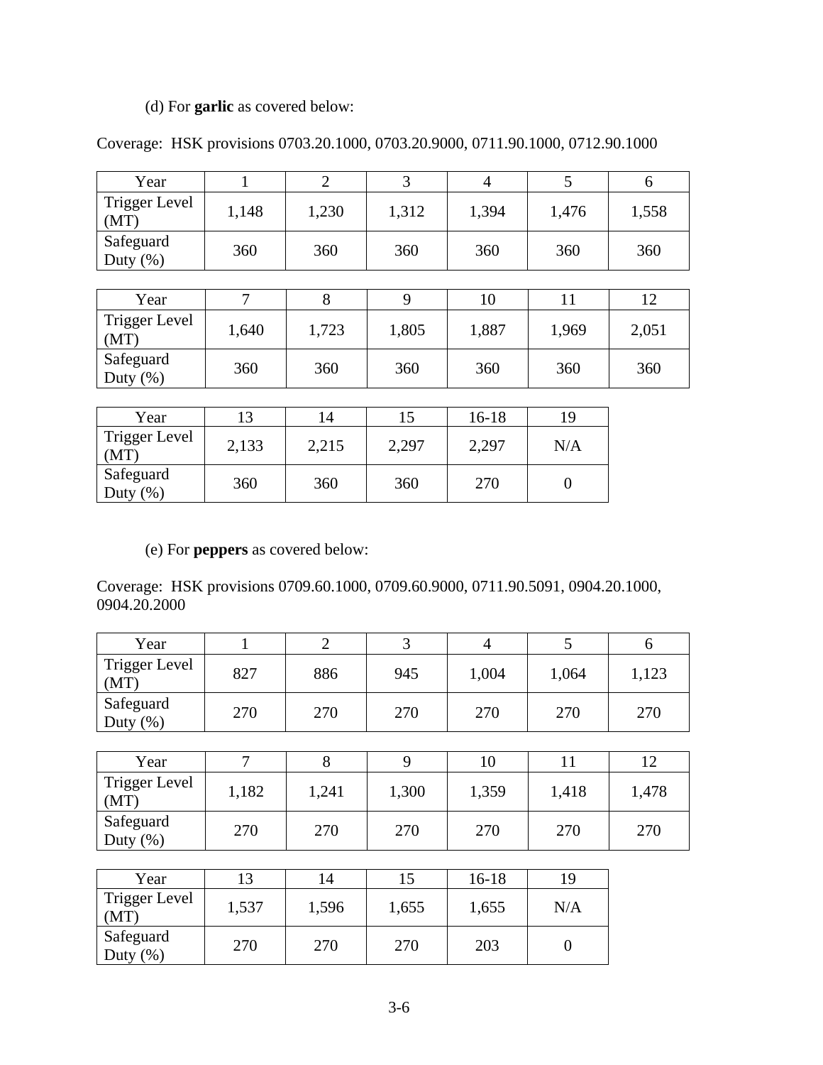(d) For **garlic** as covered below:

Coverage: HSK provisions 0703.20.1000, 0703.20.9000, 0711.90.1000, 0712.90.1000

| Year | 1 | 2 | 3 | 4 | 5 | 6 |
|---|---|---|---|---|---|---|
| Trigger Level (MT) | 1,148 | 1,230 | 1,312 | 1,394 | 1,476 | 1,558 |
| Safeguard Duty (%) | 360 | 360 | 360 | 360 | 360 | 360 |

| Year | 7 | 8 | 9 | 10 | 11 | 12 |
|---|---|---|---|---|---|---|
| Trigger Level (MT) | 1,640 | 1,723 | 1,805 | 1,887 | 1,969 | 2,051 |
| Safeguard Duty (%) | 360 | 360 | 360 | 360 | 360 | 360 |

| Year | 13 | 14 | 15 | 16-18 | 19 |
|---|---|---|---|---|---|
| Trigger Level (MT) | 2,133 | 2,215 | 2,297 | 2,297 | N/A |
| Safeguard Duty (%) | 360 | 360 | 360 | 270 | 0 |

(e) For **peppers** as covered below:

Coverage: HSK provisions 0709.60.1000, 0709.60.9000, 0711.90.5091, 0904.20.1000, 0904.20.2000

| Year | 1 | 2 | 3 | 4 | 5 | 6 |
|---|---|---|---|---|---|---|
| Trigger Level (MT) | 827 | 886 | 945 | 1,004 | 1,064 | 1,123 |
| Safeguard Duty (%) | 270 | 270 | 270 | 270 | 270 | 270 |

| Year | 7 | 8 | 9 | 10 | 11 | 12 |
|---|---|---|---|---|---|---|
| Trigger Level (MT) | 1,182 | 1,241 | 1,300 | 1,359 | 1,418 | 1,478 |
| Safeguard Duty (%) | 270 | 270 | 270 | 270 | 270 | 270 |

| Year | 13 | 14 | 15 | 16-18 | 19 |
|---|---|---|---|---|---|
| Trigger Level (MT) | 1,537 | 1,596 | 1,655 | 1,655 | N/A |
| Safeguard Duty (%) | 270 | 270 | 270 | 203 | 0 |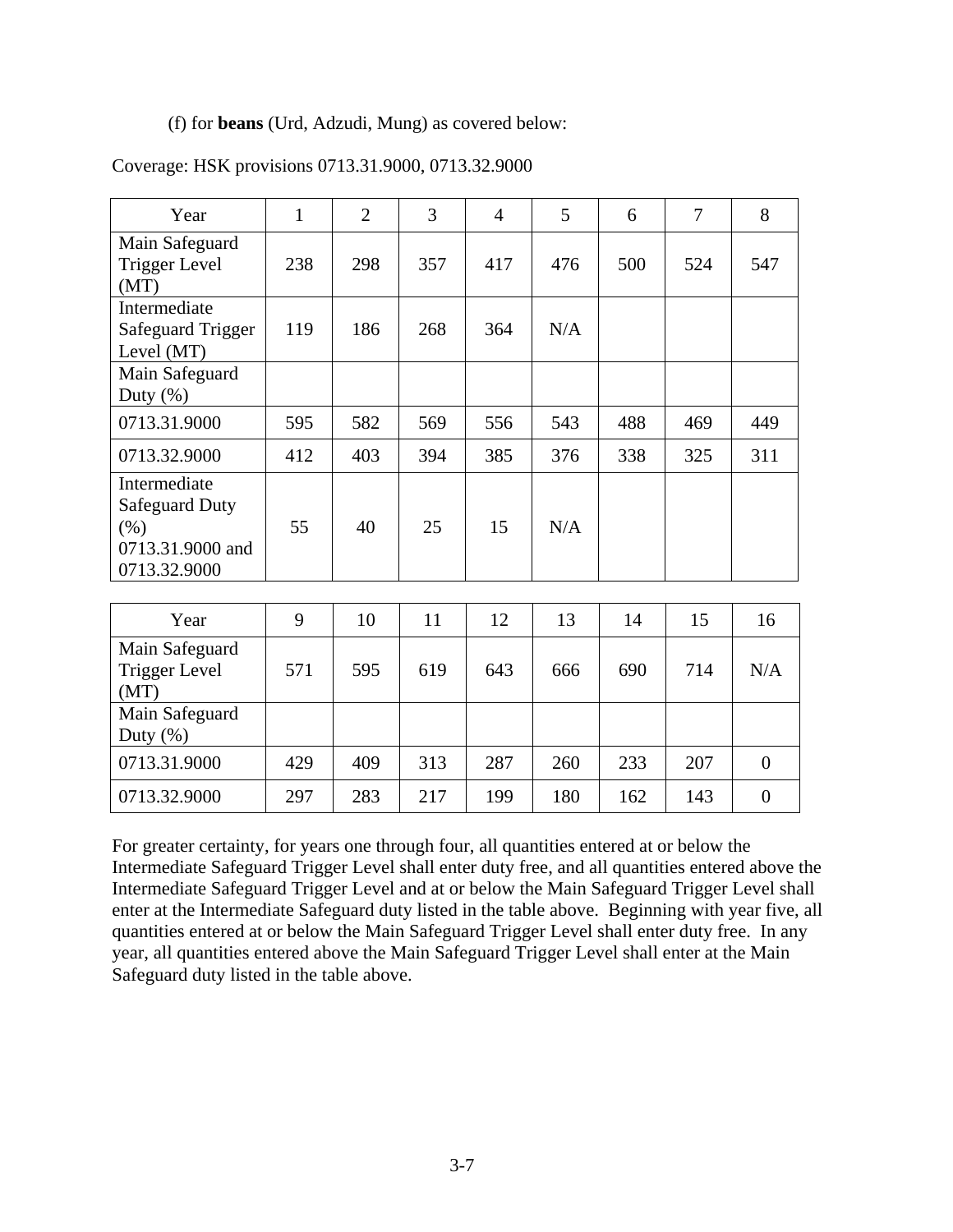(f) for **beans** (Urd, Adzudi, Mung) as covered below:

Coverage: HSK provisions 0713.31.9000, 0713.32.9000

| Year | 1 | 2 | 3 | 4 | 5 | 6 | 7 | 8 |
|---|---|---|---|---|---|---|---|---|
| Main Safeguard Trigger Level (MT) | 238 | 298 | 357 | 417 | 476 | 500 | 524 | 547 |
| Intermediate Safeguard Trigger Level (MT) | 119 | 186 | 268 | 364 | N/A | | | |
| Main Safeguard Duty (%) | | | | | | | | |
| 0713.31.9000 | 595 | 582 | 569 | 556 | 543 | 488 | 469 | 449 |
| 0713.32.9000 | 412 | 403 | 394 | 385 | 376 | 338 | 325 | 311 |
| Intermediate Safeguard Duty (%) 0713.31.9000 and 0713.32.9000 | 55 | 40 | 25 | 15 | N/A | | | |

| Year | 9 | 10 | 11 | 12 | 13 | 14 | 15 | 16 |
|---|---|---|---|---|---|---|---|---|
| Main Safeguard Trigger Level (MT) | 571 | 595 | 619 | 643 | 666 | 690 | 714 | N/A |
| Main Safeguard Duty (%) | | | | | | | | |
| 0713.31.9000 | 429 | 409 | 313 | 287 | 260 | 233 | 207 | 0 |
| 0713.32.9000 | 297 | 283 | 217 | 199 | 180 | 162 | 143 | 0 |

For greater certainty, for years one through four, all quantities entered at or below the Intermediate Safeguard Trigger Level shall enter duty free, and all quantities entered above the Intermediate Safeguard Trigger Level and at or below the Main Safeguard Trigger Level shall enter at the Intermediate Safeguard duty listed in the table above. Beginning with year five, all quantities entered at or below the Main Safeguard Trigger Level shall enter duty free. In any year, all quantities entered above the Main Safeguard Trigger Level shall enter at the Main Safeguard duty listed in the table above.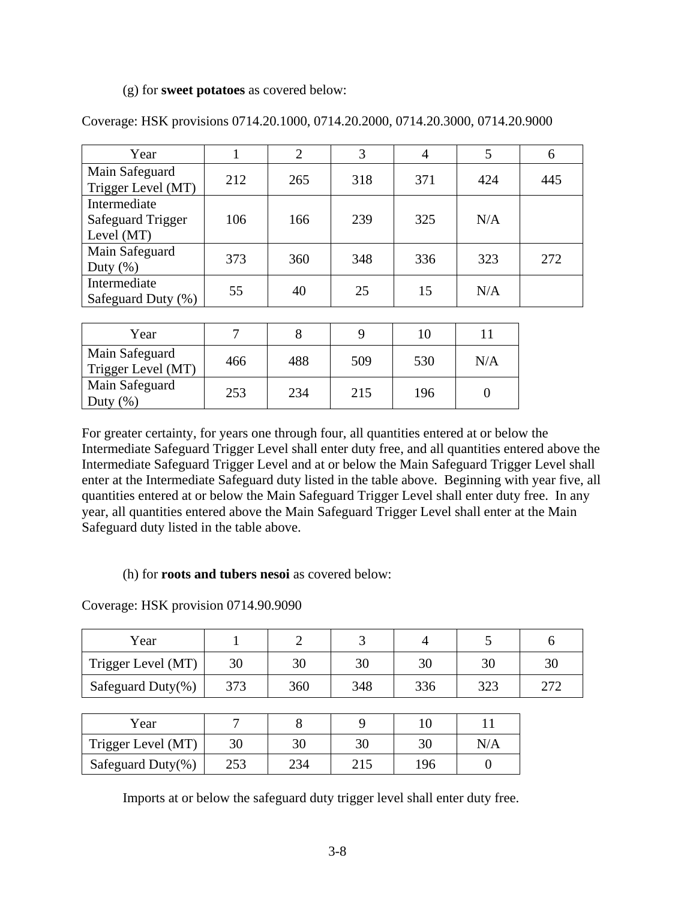(g) for **sweet potatoes** as covered below:

Coverage: HSK provisions 0714.20.1000, 0714.20.2000, 0714.20.3000, 0714.20.9000

| Year | 1 | 2 | 3 | 4 | 5 | 6 |
|---|---|---|---|---|---|---|
| Main Safeguard Trigger Level (MT) | 212 | 265 | 318 | 371 | 424 | 445 |
| Intermediate Safeguard Trigger Level (MT) | 106 | 166 | 239 | 325 | N/A | |
| Main Safeguard Duty (%) | 373 | 360 | 348 | 336 | 323 | 272 |
| Intermediate Safeguard Duty (%) | 55 | 40 | 25 | 15 | N/A | |

| Year | 7 | 8 | 9 | 10 | 11 |
|---|---|---|---|---|---|
| Main Safeguard Trigger Level (MT) | 466 | 488 | 509 | 530 | N/A |
| Main Safeguard Duty (%) | 253 | 234 | 215 | 196 | 0 |

For greater certainty, for years one through four, all quantities entered at or below the Intermediate Safeguard Trigger Level shall enter duty free, and all quantities entered above the Intermediate Safeguard Trigger Level and at or below the Main Safeguard Trigger Level shall enter at the Intermediate Safeguard duty listed in the table above. Beginning with year five, all quantities entered at or below the Main Safeguard Trigger Level shall enter duty free. In any year, all quantities entered above the Main Safeguard Trigger Level shall enter at the Main Safeguard duty listed in the table above.

(h) for **roots and tubers nesoi** as covered below:

Coverage: HSK provision 0714.90.9090

| Year | 1 | 2 | 3 | 4 | 5 | 6 |
|---|---|---|---|---|---|---|
| Trigger Level (MT) | 30 | 30 | 30 | 30 | 30 | 30 |
| Safeguard Duty(%) | 373 | 360 | 348 | 336 | 323 | 272 |

| Year | 7 | 8 | 9 | 10 | 11 |
|---|---|---|---|---|---|
| Trigger Level (MT) | 30 | 30 | 30 | 30 | N/A |
| Safeguard Duty(%) | 253 | 234 | 215 | 196 | 0 |

Imports at or below the safeguard duty trigger level shall enter duty free.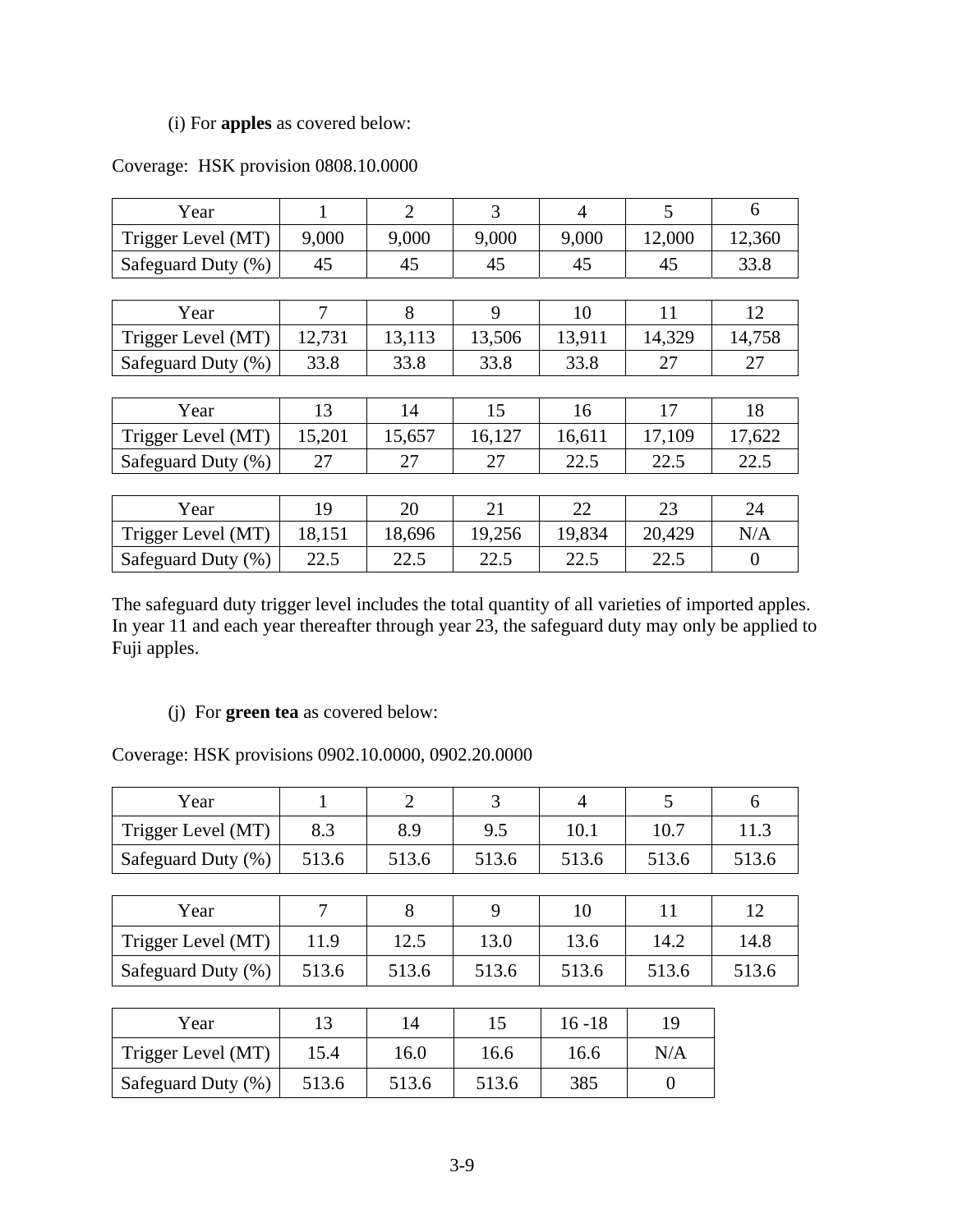(i) For **apples** as covered below:

Coverage: HSK provision 0808.10.0000

| Year | 1 | 2 | 3 | 4 | 5 | 6 |
|---|---|---|---|---|---|---|
| Trigger Level (MT) | 9,000 | 9,000 | 9,000 | 9,000 | 12,000 | 12,360 |
| Safeguard Duty (%) | 45 | 45 | 45 | 45 | 45 | 33.8 |

| Year | 7 | 8 | 9 | 10 | 11 | 12 |
|---|---|---|---|---|---|---|
| Trigger Level (MT) | 12,731 | 13,113 | 13,506 | 13,911 | 14,329 | 14,758 |
| Safeguard Duty (%) | 33.8 | 33.8 | 33.8 | 33.8 | 27 | 27 |

| Year | 13 | 14 | 15 | 16 | 17 | 18 |
|---|---|---|---|---|---|---|
| Trigger Level (MT) | 15,201 | 15,657 | 16,127 | 16,611 | 17,109 | 17,622 |
| Safeguard Duty (%) | 27 | 27 | 27 | 22.5 | 22.5 | 22.5 |

| Year | 19 | 20 | 21 | 22 | 23 | 24 |
|---|---|---|---|---|---|---|
| Trigger Level (MT) | 18,151 | 18,696 | 19,256 | 19,834 | 20,429 | N/A |
| Safeguard Duty (%) | 22.5 | 22.5 | 22.5 | 22.5 | 22.5 | 0 |

The safeguard duty trigger level includes the total quantity of all varieties of imported apples. In year 11 and each year thereafter through year 23, the safeguard duty may only be applied to Fuji apples.

(j) For **green tea** as covered below:

Coverage: HSK provisions 0902.10.0000, 0902.20.0000

| Year | 1 | 2 | 3 | 4 | 5 | 6 |
|---|---|---|---|---|---|---|
| Trigger Level (MT) | 8.3 | 8.9 | 9.5 | 10.1 | 10.7 | 11.3 |
| Safeguard Duty (%) | 513.6 | 513.6 | 513.6 | 513.6 | 513.6 | 513.6 |

| Year | 7 | 8 | 9 | 10 | 11 | 12 |
|---|---|---|---|---|---|---|
| Trigger Level (MT) | 11.9 | 12.5 | 13.0 | 13.6 | 14.2 | 14.8 |
| Safeguard Duty (%) | 513.6 | 513.6 | 513.6 | 513.6 | 513.6 | 513.6 |

| Year | 13 | 14 | 15 | 16 -18 | 19 |
|---|---|---|---|---|---|
| Trigger Level (MT) | 15.4 | 16.0 | 16.6 | 16.6 | N/A |
| Safeguard Duty (%) | 513.6 | 513.6 | 513.6 | 385 | 0 |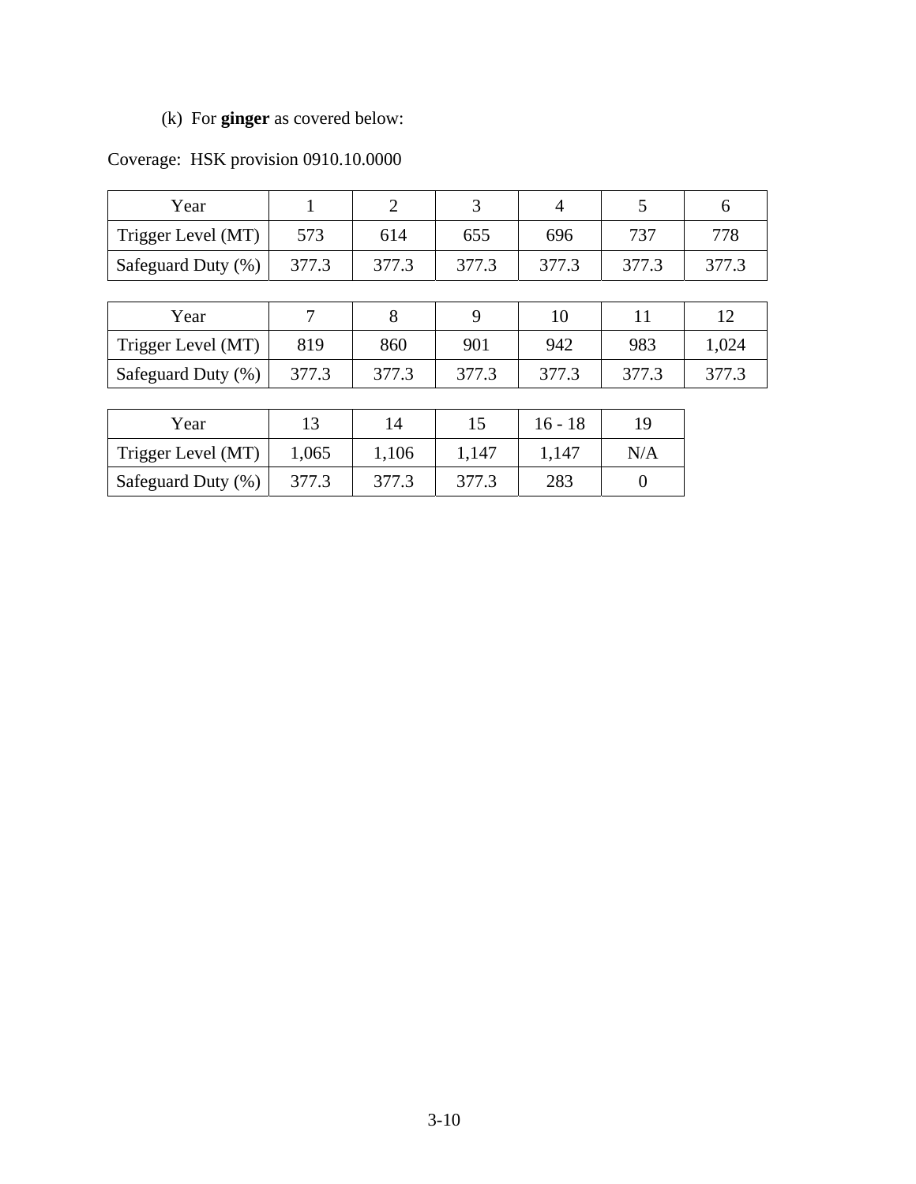(k) For **ginger** as covered below:

Coverage: HSK provision 0910.10.0000

| Year | 1 | 2 | 3 | 4 | 5 | 6 |
|---|---|---|---|---|---|---|
| Trigger Level (MT) | 573 | 614 | 655 | 696 | 737 | 778 |
| Safeguard Duty (%) | 377.3 | 377.3 | 377.3 | 377.3 | 377.3 | 377.3 |

| Year | 7 | 8 | 9 | 10 | 11 | 12 |
|---|---|---|---|---|---|---|
| Trigger Level (MT) | 819 | 860 | 901 | 942 | 983 | 1,024 |
| Safeguard Duty (%) | 377.3 | 377.3 | 377.3 | 377.3 | 377.3 | 377.3 |

| Year | 13 | 14 | 15 | 16 - 18 | 19 |
|---|---|---|---|---|---|
| Trigger Level (MT) | 1,065 | 1,106 | 1,147 | 1,147 | N/A |
| Safeguard Duty (%) | 377.3 | 377.3 | 377.3 | 283 | 0 |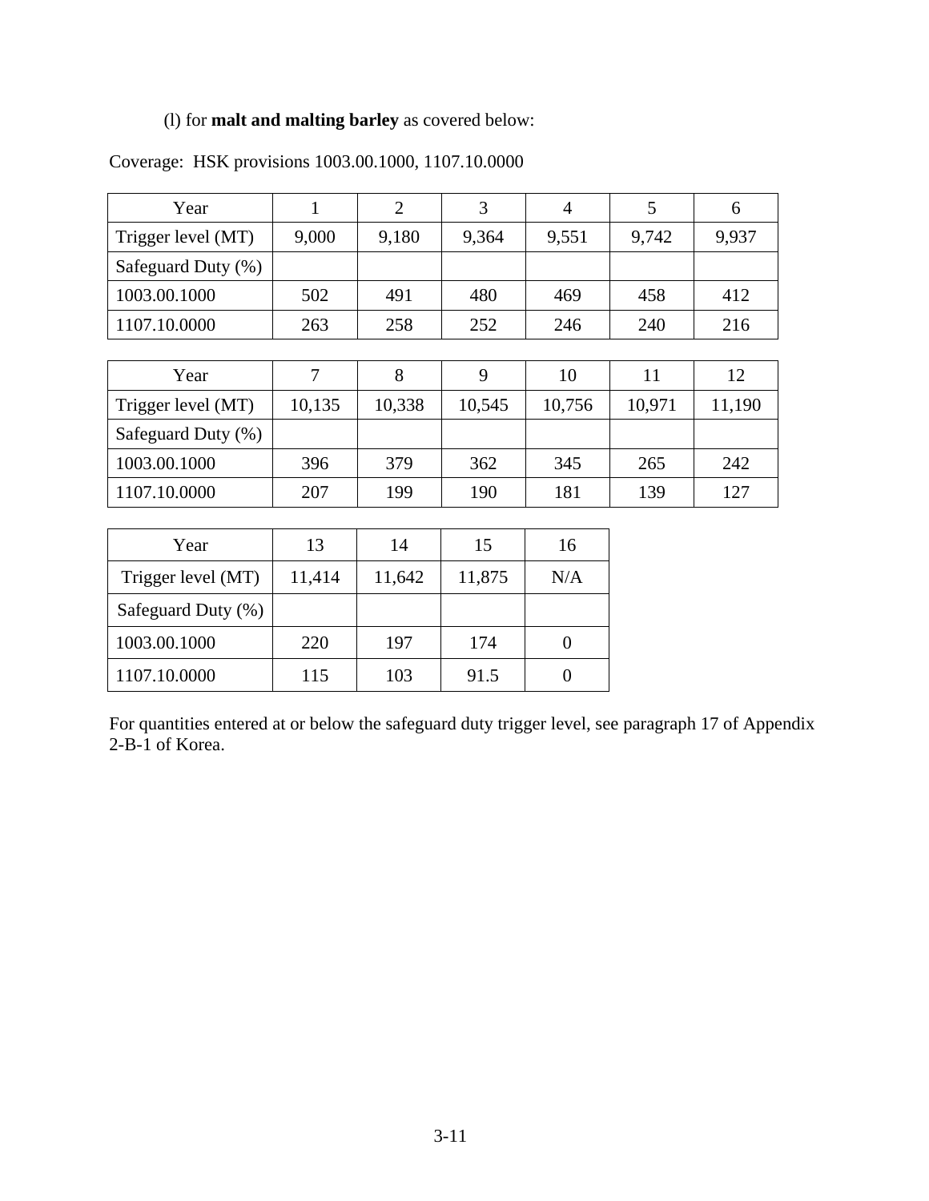(l) for **malt and malting barley** as covered below:

Coverage: HSK provisions 1003.00.1000, 1107.10.0000

| Year | 1 | 2 | 3 | 4 | 5 | 6 |
|---|---|---|---|---|---|---|
| Trigger level (MT) | 9,000 | 9,180 | 9,364 | 9,551 | 9,742 | 9,937 |
| Safeguard Duty (%) | | | | | | |
| 1003.00.1000 | 502 | 491 | 480 | 469 | 458 | 412 |
| 1107.10.0000 | 263 | 258 | 252 | 246 | 240 | 216 |

| Year | 7 | 8 | 9 | 10 | 11 | 12 |
|---|---|---|---|---|---|---|
| Trigger level (MT) | 10,135 | 10,338 | 10,545 | 10,756 | 10,971 | 11,190 |
| Safeguard Duty (%) | | | | | | |
| 1003.00.1000 | 396 | 379 | 362 | 345 | 265 | 242 |
| 1107.10.0000 | 207 | 199 | 190 | 181 | 139 | 127 |

| Year | 13 | 14 | 15 | 16 |
|---|---|---|---|---|
| Trigger level (MT) | 11,414 | 11,642 | 11,875 | N/A |
| Safeguard Duty (%) | | | | |
| 1003.00.1000 | 220 | 197 | 174 | 0 |
| 1107.10.0000 | 115 | 103 | 91.5 | 0 |

For quantities entered at or below the safeguard duty trigger level, see paragraph 17 of Appendix 2-B-1 of Korea.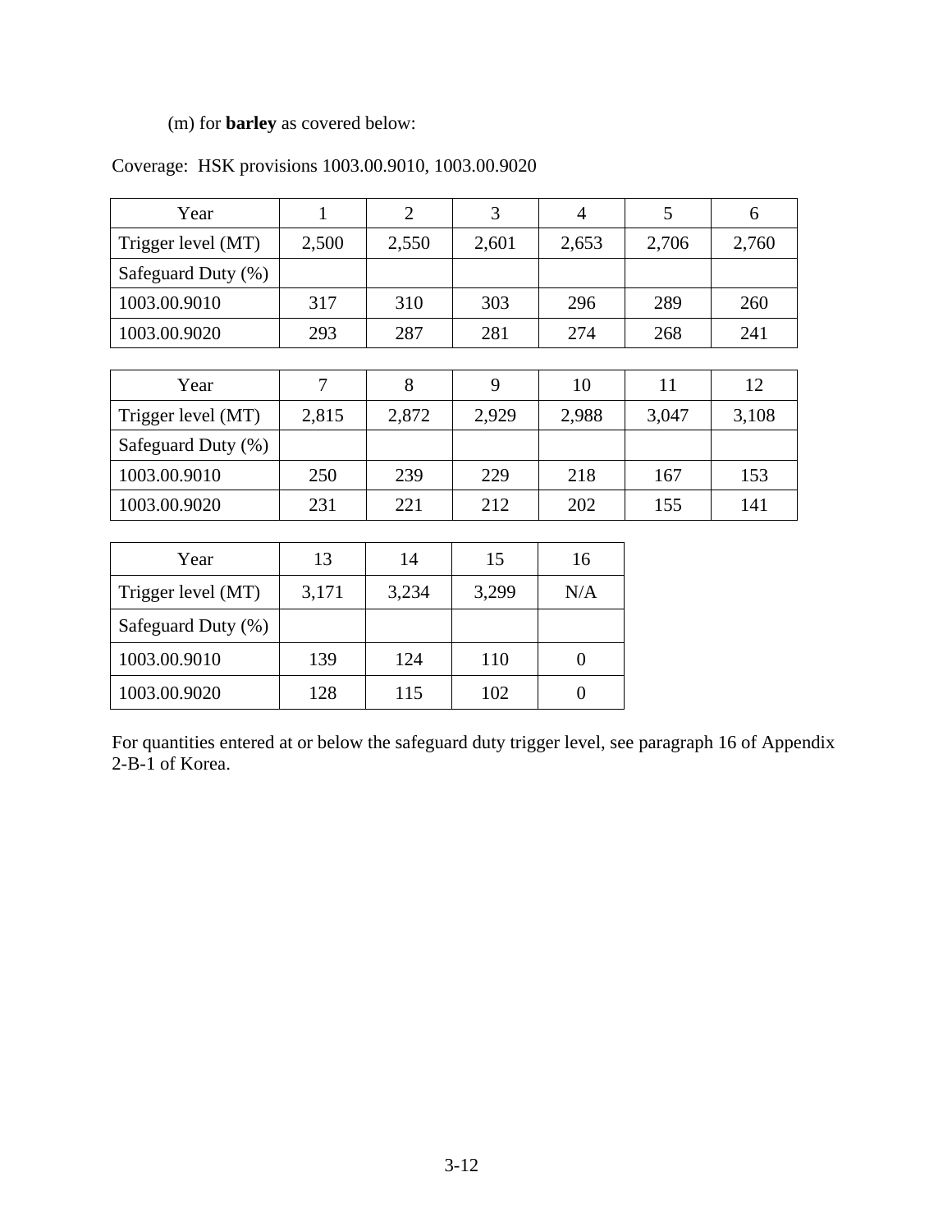(m) for **barley** as covered below:

Coverage: HSK provisions 1003.00.9010, 1003.00.9020

| Year | 1 | 2 | 3 | 4 | 5 | 6 |
|---|---|---|---|---|---|---|
| Trigger level (MT) | 2,500 | 2,550 | 2,601 | 2,653 | 2,706 | 2,760 |
| Safeguard Duty (%) | | | | | | |
| 1003.00.9010 | 317 | 310 | 303 | 296 | 289 | 260 |
| 1003.00.9020 | 293 | 287 | 281 | 274 | 268 | 241 |

| Year | 7 | 8 | 9 | 10 | 11 | 12 |
|---|---|---|---|---|---|---|
| Trigger level (MT) | 2,815 | 2,872 | 2,929 | 2,988 | 3,047 | 3,108 |
| Safeguard Duty (%) | | | | | | |
| 1003.00.9010 | 250 | 239 | 229 | 218 | 167 | 153 |
| 1003.00.9020 | 231 | 221 | 212 | 202 | 155 | 141 |

| Year | 13 | 14 | 15 | 16 |
|---|---|---|---|---|
| Trigger level (MT) | 3,171 | 3,234 | 3,299 | N/A |
| Safeguard Duty (%) | | | | |
| 1003.00.9010 | 139 | 124 | 110 | 0 |
| 1003.00.9020 | 128 | 115 | 102 | 0 |

For quantities entered at or below the safeguard duty trigger level, see paragraph 16 of Appendix 2-B-1 of Korea.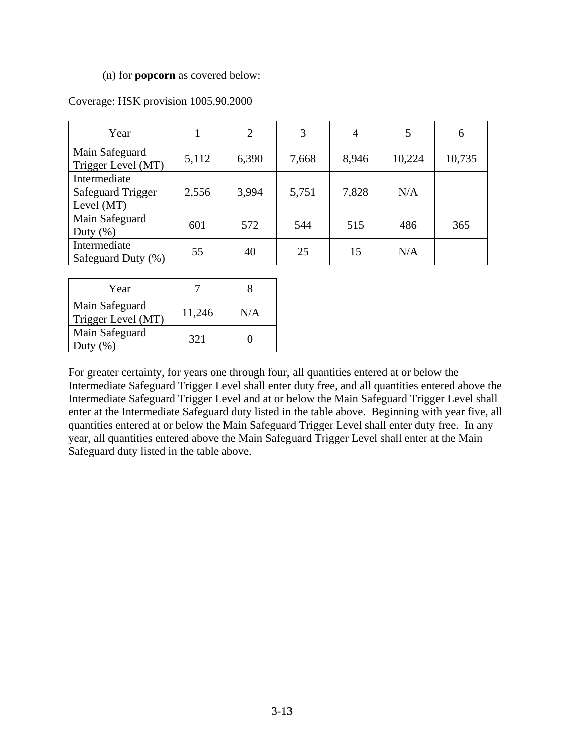(n) for **popcorn** as covered below:

Coverage: HSK provision 1005.90.2000

| Year | 1 | 2 | 3 | 4 | 5 | 6 |
| --- | --- | --- | --- | --- | --- | --- |
| Main Safeguard Trigger Level (MT) | 5,112 | 6,390 | 7,668 | 8,946 | 10,224 | 10,735 |
| Intermediate Safeguard Trigger Level (MT) | 2,556 | 3,994 | 5,751 | 7,828 | N/A | |
| Main Safeguard Duty (%) | 601 | 572 | 544 | 515 | 486 | 365 |
| Intermediate Safeguard Duty (%) | 55 | 40 | 25 | 15 | N/A | |

| Year | 7 | 8 |
| --- | --- | --- |
| Main Safeguard Trigger Level (MT) | 11,246 | N/A |
| Main Safeguard Duty (%) | 321 | 0 |

For greater certainty, for years one through four, all quantities entered at or below the Intermediate Safeguard Trigger Level shall enter duty free, and all quantities entered above the Intermediate Safeguard Trigger Level and at or below the Main Safeguard Trigger Level shall enter at the Intermediate Safeguard duty listed in the table above. Beginning with year five, all quantities entered at or below the Main Safeguard Trigger Level shall enter duty free. In any year, all quantities entered above the Main Safeguard Trigger Level shall enter at the Main Safeguard duty listed in the table above.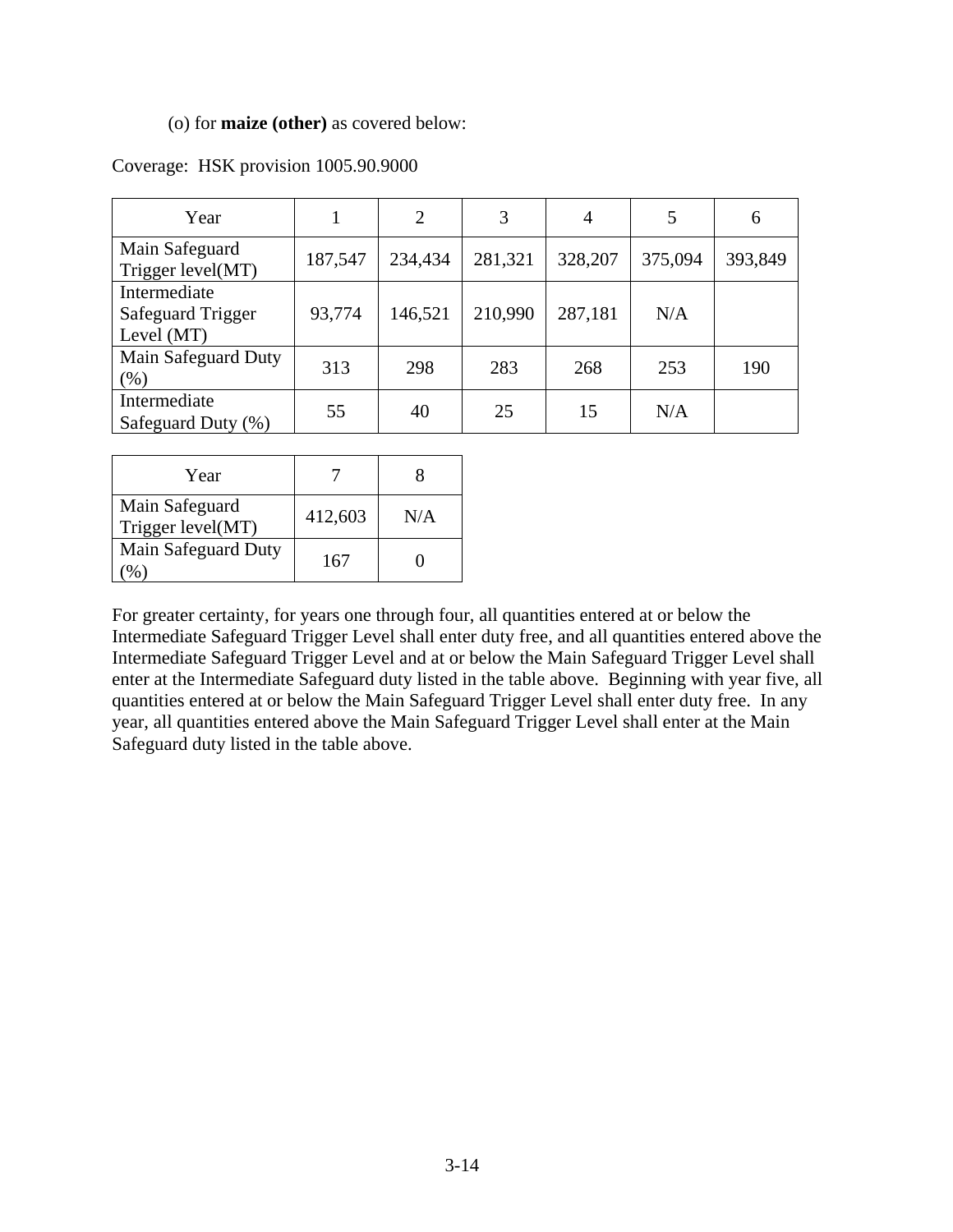(o) for **maize (other)** as covered below:

Coverage: HSK provision 1005.90.9000

| Year | 1 | 2 | 3 | 4 | 5 | 6 |
|---|---|---|---|---|---|---|
| Main Safeguard Trigger level(MT) | 187,547 | 234,434 | 281,321 | 328,207 | 375,094 | 393,849 |
| Intermediate Safeguard Trigger Level (MT) | 93,774 | 146,521 | 210,990 | 287,181 | N/A | |
| Main Safeguard Duty (%) | 313 | 298 | 283 | 268 | 253 | 190 |
| Intermediate Safeguard Duty (%) | 55 | 40 | 25 | 15 | N/A | |

| Year | 7 | 8 |
|---|---|---|
| Main Safeguard Trigger level(MT) | 412,603 | N/A |
| Main Safeguard Duty (%) | 167 | 0 |

For greater certainty, for years one through four, all quantities entered at or below the Intermediate Safeguard Trigger Level shall enter duty free, and all quantities entered above the Intermediate Safeguard Trigger Level and at or below the Main Safeguard Trigger Level shall enter at the Intermediate Safeguard duty listed in the table above. Beginning with year five, all quantities entered at or below the Main Safeguard Trigger Level shall enter duty free. In any year, all quantities entered above the Main Safeguard Trigger Level shall enter at the Main Safeguard duty listed in the table above.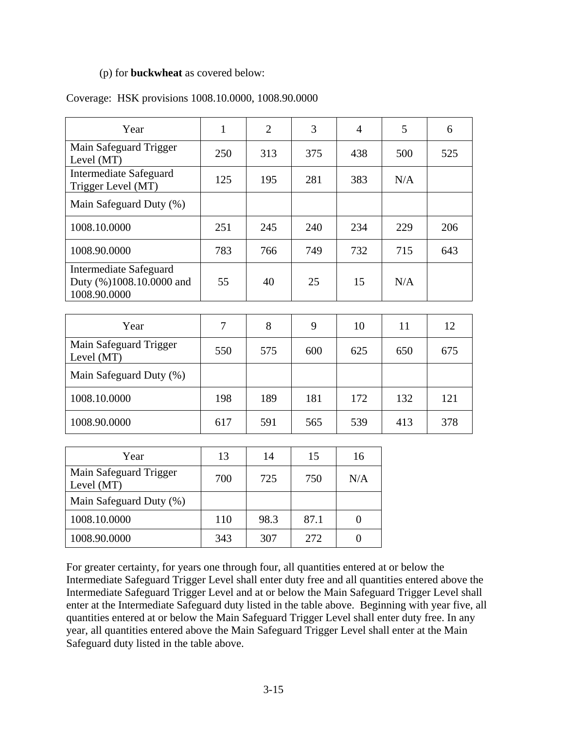(p) for **buckwheat** as covered below:

Coverage: HSK provisions 1008.10.0000, 1008.90.0000

| Year | 1 | 2 | 3 | 4 | 5 | 6 |
|---|---|---|---|---|---|---|
| Main Safeguard Trigger Level (MT) | 250 | 313 | 375 | 438 | 500 | 525 |
| Intermediate Safeguard Trigger Level (MT) | 125 | 195 | 281 | 383 | N/A | |
| Main Safeguard Duty (%) | | | | | | |
| 1008.10.0000 | 251 | 245 | 240 | 234 | 229 | 206 |
| 1008.90.0000 | 783 | 766 | 749 | 732 | 715 | 643 |
| Intermediate Safeguard Duty (%)1008.10.0000 and 1008.90.0000 | 55 | 40 | 25 | 15 | N/A | |

| Year | 7 | 8 | 9 | 10 | 11 | 12 |
|---|---|---|---|---|---|---|
| Main Safeguard Trigger Level (MT) | 550 | 575 | 600 | 625 | 650 | 675 |
| Main Safeguard Duty (%) | | | | | | |
| 1008.10.0000 | 198 | 189 | 181 | 172 | 132 | 121 |
| 1008.90.0000 | 617 | 591 | 565 | 539 | 413 | 378 |

| Year | 13 | 14 | 15 | 16 |
|---|---|---|---|---|
| Main Safeguard Trigger Level (MT) | 700 | 725 | 750 | N/A |
| Main Safeguard Duty (%) | | | | |
| 1008.10.0000 | 110 | 98.3 | 87.1 | 0 |
| 1008.90.0000 | 343 | 307 | 272 | 0 |

For greater certainty, for years one through four, all quantities entered at or below the Intermediate Safeguard Trigger Level shall enter duty free and all quantities entered above the Intermediate Safeguard Trigger Level and at or below the Main Safeguard Trigger Level shall enter at the Intermediate Safeguard duty listed in the table above. Beginning with year five, all quantities entered at or below the Main Safeguard Trigger Level shall enter duty free. In any year, all quantities entered above the Main Safeguard Trigger Level shall enter at the Main Safeguard duty listed in the table above.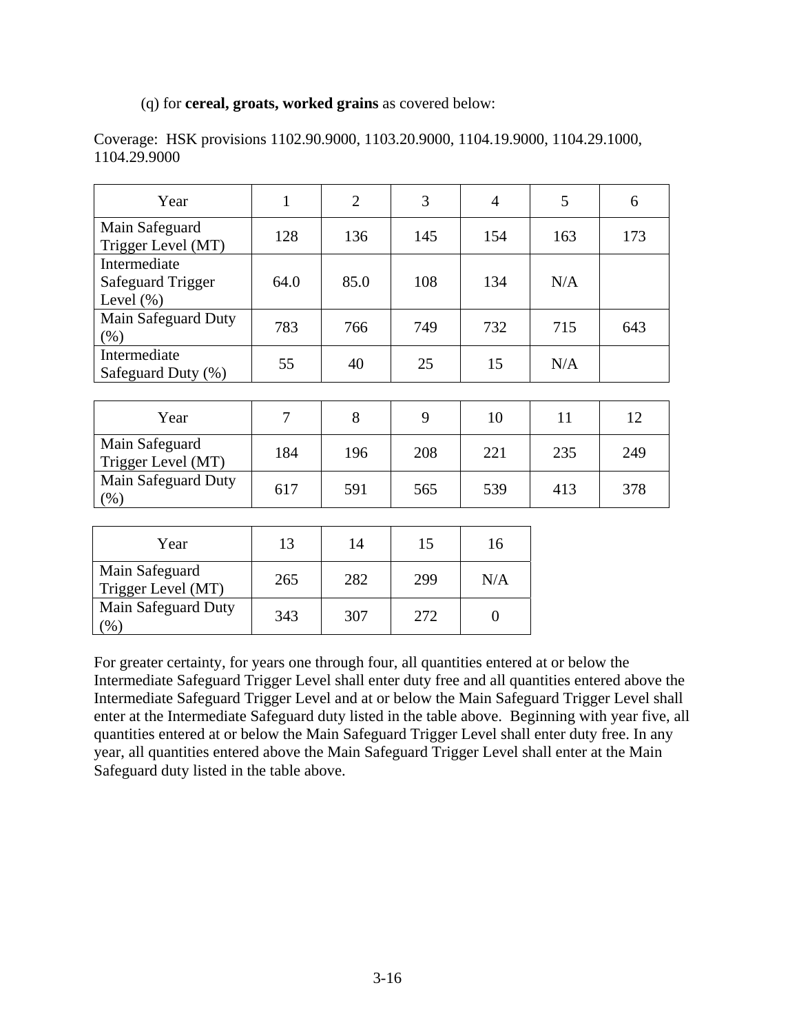(q) for **cereal, groats, worked grains** as covered below:

Coverage: HSK provisions 1102.90.9000, 1103.20.9000, 1104.19.9000, 1104.29.1000, 1104.29.9000

| Year | 1 | 2 | 3 | 4 | 5 | 6 |
|---|---|---|---|---|---|---|
| Main Safeguard Trigger Level (MT) | 128 | 136 | 145 | 154 | 163 | 173 |
| Intermediate Safeguard Trigger Level (%) | 64.0 | 85.0 | 108 | 134 | N/A | |
| Main Safeguard Duty (%) | 783 | 766 | 749 | 732 | 715 | 643 |
| Intermediate Safeguard Duty (%) | 55 | 40 | 25 | 15 | N/A | |

| Year | 7 | 8 | 9 | 10 | 11 | 12 |
|---|---|---|---|---|---|---|
| Main Safeguard Trigger Level (MT) | 184 | 196 | 208 | 221 | 235 | 249 |
| Main Safeguard Duty (%) | 617 | 591 | 565 | 539 | 413 | 378 |

| Year | 13 | 14 | 15 | 16 |
|---|---|---|---|---|
| Main Safeguard Trigger Level (MT) | 265 | 282 | 299 | N/A |
| Main Safeguard Duty (%) | 343 | 307 | 272 | 0 |

For greater certainty, for years one through four, all quantities entered at or below the Intermediate Safeguard Trigger Level shall enter duty free and all quantities entered above the Intermediate Safeguard Trigger Level and at or below the Main Safeguard Trigger Level shall enter at the Intermediate Safeguard duty listed in the table above. Beginning with year five, all quantities entered at or below the Main Safeguard Trigger Level shall enter duty free. In any year, all quantities entered above the Main Safeguard Trigger Level shall enter at the Main Safeguard duty listed in the table above.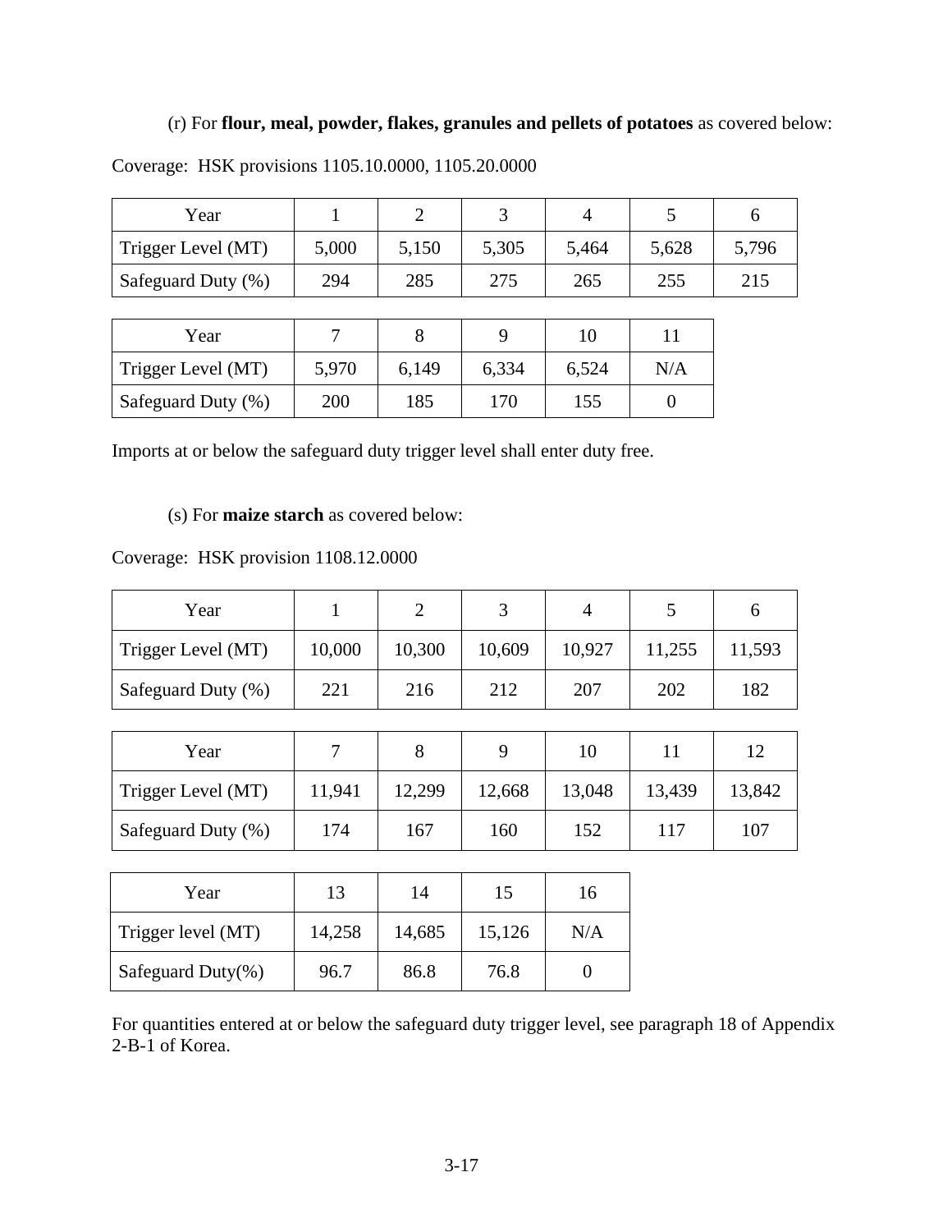(r) For **flour, meal, powder, flakes, granules and pellets of potatoes** as covered below:

Coverage: HSK provisions 1105.10.0000, 1105.20.0000

| Year | 1 | 2 | 3 | 4 | 5 | 6 |
|---|---|---|---|---|---|---|
| Trigger Level (MT) | 5,000 | 5,150 | 5,305 | 5,464 | 5,628 | 5,796 |
| Safeguard Duty (%) | 294 | 285 | 275 | 265 | 255 | 215 |

| Year | 7 | 8 | 9 | 10 | 11 |
|---|---|---|---|---|---|
| Trigger Level (MT) | 5,970 | 6,149 | 6,334 | 6,524 | N/A |
| Safeguard Duty (%) | 200 | 185 | 170 | 155 | 0 |

Imports at or below the safeguard duty trigger level shall enter duty free.

(s) For **maize starch** as covered below:

Coverage: HSK provision 1108.12.0000

| Year | 1 | 2 | 3 | 4 | 5 | 6 |
|---|---|---|---|---|---|---|
| Trigger Level (MT) | 10,000 | 10,300 | 10,609 | 10,927 | 11,255 | 11,593 |
| Safeguard Duty (%) | 221 | 216 | 212 | 207 | 202 | 182 |

| Year | 7 | 8 | 9 | 10 | 11 | 12 |
|---|---|---|---|---|---|---|
| Trigger Level (MT) | 11,941 | 12,299 | 12,668 | 13,048 | 13,439 | 13,842 |
| Safeguard Duty (%) | 174 | 167 | 160 | 152 | 117 | 107 |

| Year | 13 | 14 | 15 | 16 |
|---|---|---|---|---|
| Trigger level (MT) | 14,258 | 14,685 | 15,126 | N/A |
| Safeguard Duty(%) | 96.7 | 86.8 | 76.8 | 0 |

For quantities entered at or below the safeguard duty trigger level, see paragraph 18 of Appendix 2-B-1 of Korea.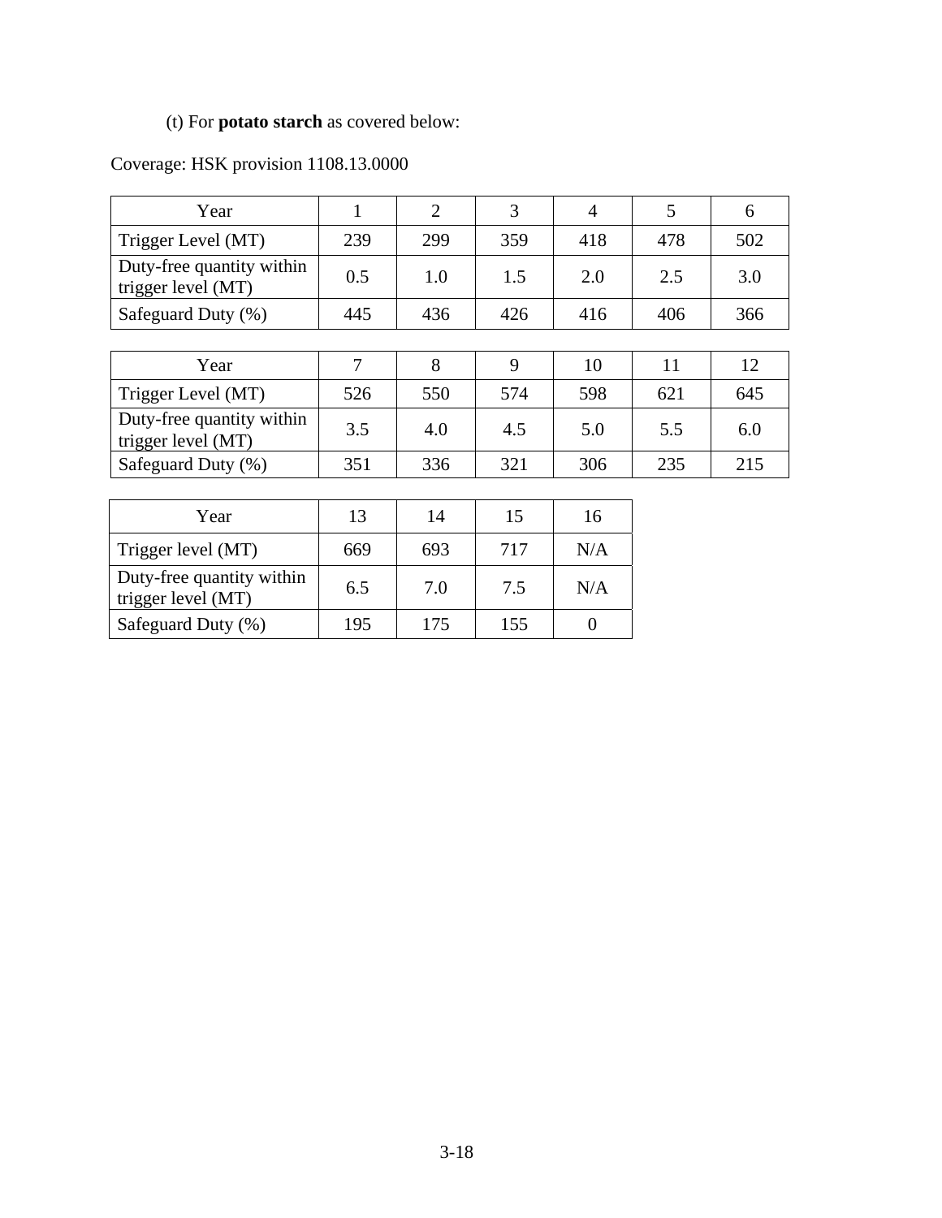(t) For **potato starch** as covered below:

Coverage: HSK provision 1108.13.0000

| Year | 1 | 2 | 3 | 4 | 5 | 6 |
|---|---|---|---|---|---|---|
| Trigger Level (MT) | 239 | 299 | 359 | 418 | 478 | 502 |
| Duty-free quantity within trigger level (MT) | 0.5 | 1.0 | 1.5 | 2.0 | 2.5 | 3.0 |
| Safeguard Duty (%) | 445 | 436 | 426 | 416 | 406 | 366 |

| Year | 7 | 8 | 9 | 10 | 11 | 12 |
|---|---|---|---|---|---|---|
| Trigger Level (MT) | 526 | 550 | 574 | 598 | 621 | 645 |
| Duty-free quantity within trigger level (MT) | 3.5 | 4.0 | 4.5 | 5.0 | 5.5 | 6.0 |
| Safeguard Duty (%) | 351 | 336 | 321 | 306 | 235 | 215 |

| Year | 13 | 14 | 15 | 16 |
|---|---|---|---|---|
| Trigger level (MT) | 669 | 693 | 717 | N/A |
| Duty-free quantity within trigger level (MT) | 6.5 | 7.0 | 7.5 | N/A |
| Safeguard Duty (%) | 195 | 175 | 155 | 0 |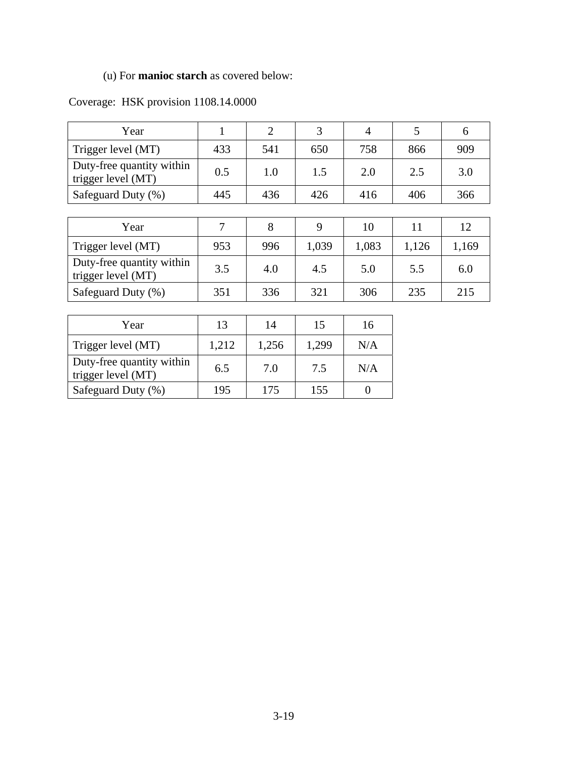(u) For **manioc starch** as covered below:

Coverage: HSK provision 1108.14.0000

| Year | 1 | 2 | 3 | 4 | 5 | 6 |
|---|---|---|---|---|---|---|
| Trigger level (MT) | 433 | 541 | 650 | 758 | 866 | 909 |
| Duty-free quantity within trigger level (MT) | 0.5 | 1.0 | 1.5 | 2.0 | 2.5 | 3.0 |
| Safeguard Duty (%) | 445 | 436 | 426 | 416 | 406 | 366 |

| Year | 7 | 8 | 9 | 10 | 11 | 12 |
|---|---|---|---|---|---|---|
| Trigger level (MT) | 953 | 996 | 1,039 | 1,083 | 1,126 | 1,169 |
| Duty-free quantity within trigger level (MT) | 3.5 | 4.0 | 4.5 | 5.0 | 5.5 | 6.0 |
| Safeguard Duty (%) | 351 | 336 | 321 | 306 | 235 | 215 |

| Year | 13 | 14 | 15 | 16 |
|---|---|---|---|---|
| Trigger level (MT) | 1,212 | 1,256 | 1,299 | N/A |
| Duty-free quantity within trigger level (MT) | 6.5 | 7.0 | 7.5 | N/A |
| Safeguard Duty (%) | 195 | 175 | 155 | 0 |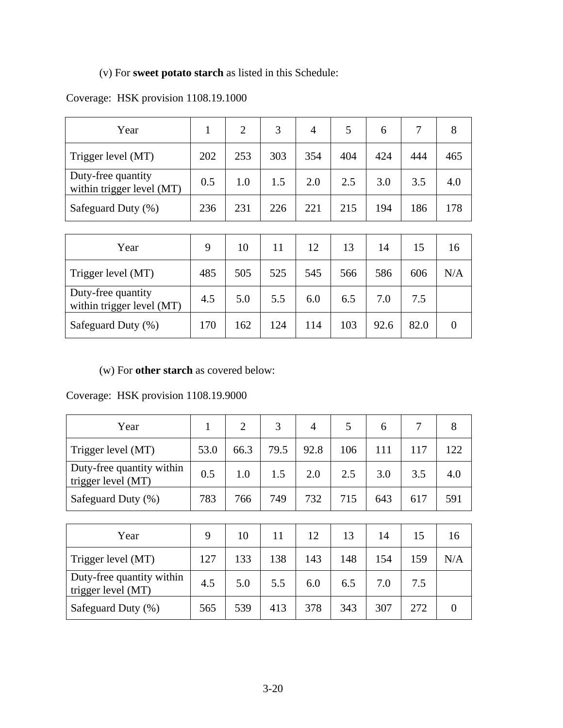(v) For **sweet potato starch** as listed in this Schedule:

Coverage: HSK provision 1108.19.1000

| Year | 1 | 2 | 3 | 4 | 5 | 6 | 7 | 8 |
|---|---|---|---|---|---|---|---|---|
| Trigger level (MT) | 202 | 253 | 303 | 354 | 404 | 424 | 444 | 465 |
| Duty-free quantity within trigger level (MT) | 0.5 | 1.0 | 1.5 | 2.0 | 2.5 | 3.0 | 3.5 | 4.0 |
| Safeguard Duty (%) | 236 | 231 | 226 | 221 | 215 | 194 | 186 | 178 |

| Year | 9 | 10 | 11 | 12 | 13 | 14 | 15 | 16 |
|---|---|---|---|---|---|---|---|---|
| Trigger level (MT) | 485 | 505 | 525 | 545 | 566 | 586 | 606 | N/A |
| Duty-free quantity within trigger level (MT) | 4.5 | 5.0 | 5.5 | 6.0 | 6.5 | 7.0 | 7.5 | |
| Safeguard Duty (%) | 170 | 162 | 124 | 114 | 103 | 92.6 | 82.0 | 0 |

(w) For **other starch** as covered below:

Coverage: HSK provision 1108.19.9000

| Year | 1 | 2 | 3 | 4 | 5 | 6 | 7 | 8 |
|---|---|---|---|---|---|---|---|---|
| Trigger level (MT) | 53.0 | 66.3 | 79.5 | 92.8 | 106 | 111 | 117 | 122 |
| Duty-free quantity within trigger level (MT) | 0.5 | 1.0 | 1.5 | 2.0 | 2.5 | 3.0 | 3.5 | 4.0 |
| Safeguard Duty (%) | 783 | 766 | 749 | 732 | 715 | 643 | 617 | 591 |

| Year | 9 | 10 | 11 | 12 | 13 | 14 | 15 | 16 |
|---|---|---|---|---|---|---|---|---|
| Trigger level (MT) | 127 | 133 | 138 | 143 | 148 | 154 | 159 | N/A |
| Duty-free quantity within trigger level (MT) | 4.5 | 5.0 | 5.5 | 6.0 | 6.5 | 7.0 | 7.5 | |
| Safeguard Duty (%) | 565 | 539 | 413 | 378 | 343 | 307 | 272 | 0 |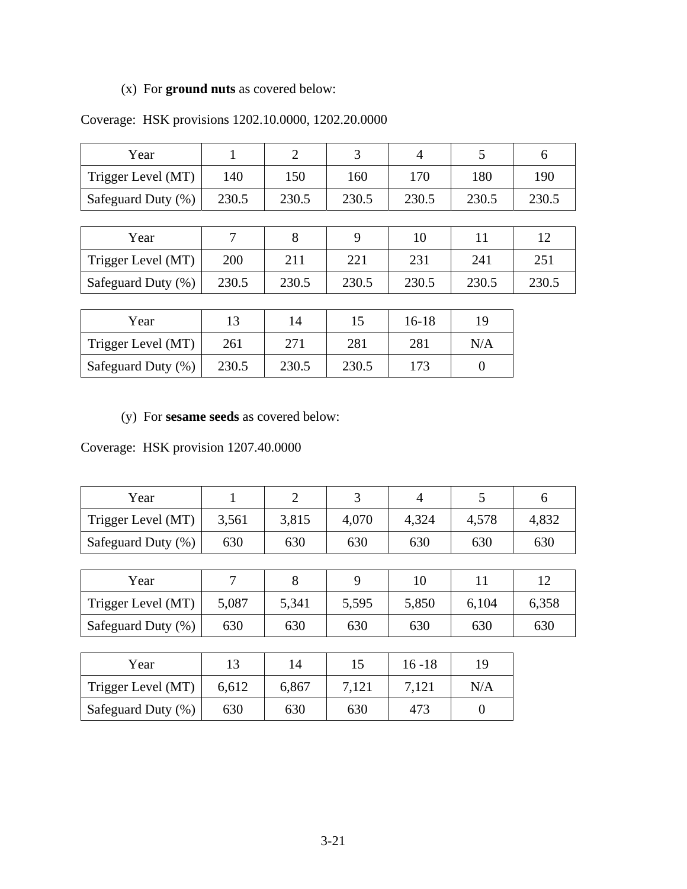(x) For **ground nuts** as covered below:

Coverage: HSK provisions 1202.10.0000, 1202.20.0000

| Year | 1 | 2 | 3 | 4 | 5 | 6 |
|---|---|---|---|---|---|---|
| Trigger Level (MT) | 140 | 150 | 160 | 170 | 180 | 190 |
| Safeguard Duty (%) | 230.5 | 230.5 | 230.5 | 230.5 | 230.5 | 230.5 |

| Year | 7 | 8 | 9 | 10 | 11 | 12 |
|---|---|---|---|---|---|---|
| Trigger Level (MT) | 200 | 211 | 221 | 231 | 241 | 251 |
| Safeguard Duty (%) | 230.5 | 230.5 | 230.5 | 230.5 | 230.5 | 230.5 |

| Year | 13 | 14 | 15 | 16-18 | 19 |
|---|---|---|---|---|---|
| Trigger Level (MT) | 261 | 271 | 281 | 281 | N/A |
| Safeguard Duty (%) | 230.5 | 230.5 | 230.5 | 173 | 0 |

(y) For **sesame seeds** as covered below:

Coverage: HSK provision 1207.40.0000

| Year | 1 | 2 | 3 | 4 | 5 | 6 |
|---|---|---|---|---|---|---|
| Trigger Level (MT) | 3,561 | 3,815 | 4,070 | 4,324 | 4,578 | 4,832 |
| Safeguard Duty (%) | 630 | 630 | 630 | 630 | 630 | 630 |

| Year | 7 | 8 | 9 | 10 | 11 | 12 |
|---|---|---|---|---|---|---|
| Trigger Level (MT) | 5,087 | 5,341 | 5,595 | 5,850 | 6,104 | 6,358 |
| Safeguard Duty (%) | 630 | 630 | 630 | 630 | 630 | 630 |

| Year | 13 | 14 | 15 | 16 -18 | 19 |
|---|---|---|---|---|---|
| Trigger Level (MT) | 6,612 | 6,867 | 7,121 | 7,121 | N/A |
| Safeguard Duty (%) | 630 | 630 | 630 | 473 | 0 |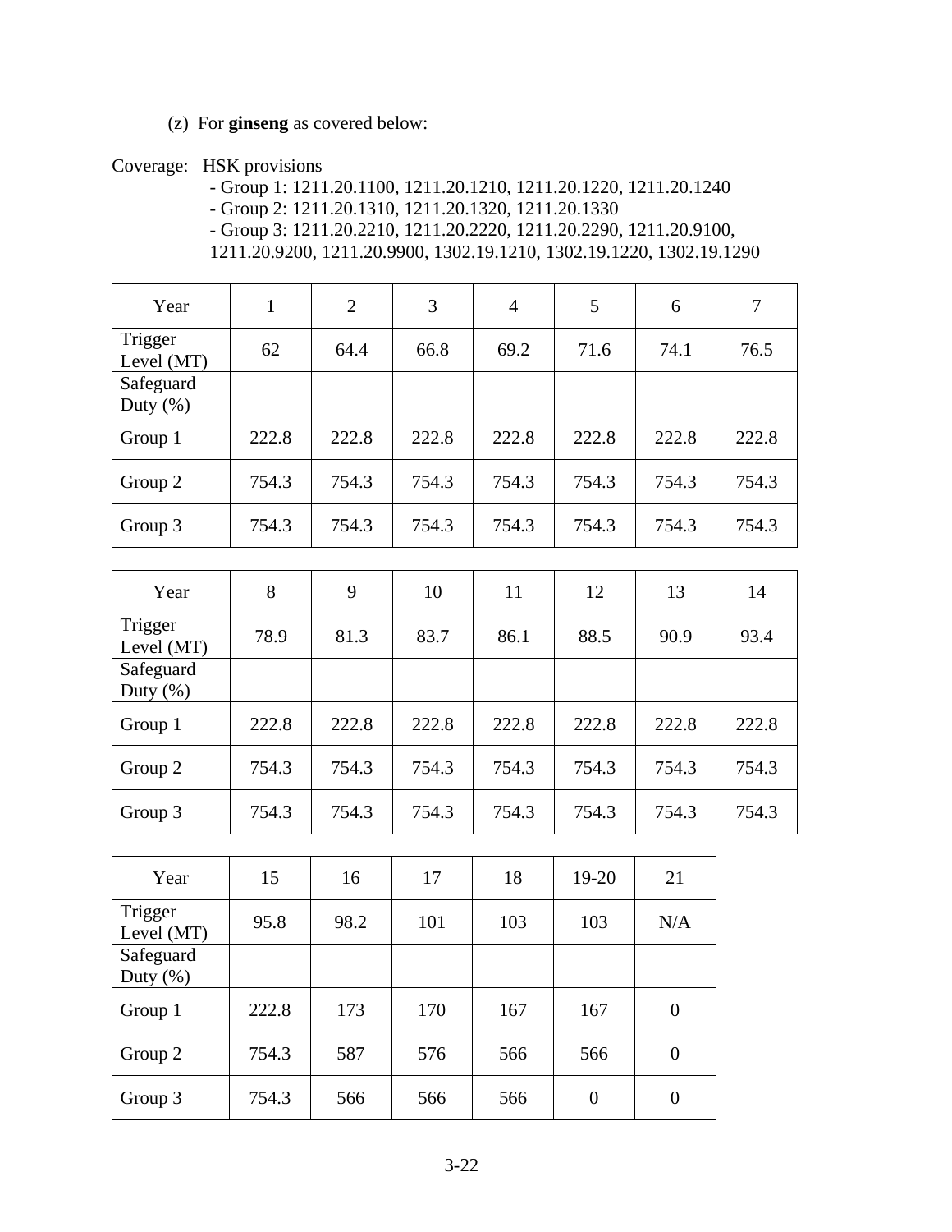(z) For **ginseng** as covered below:

Coverage: HSK provisions
- Group 1: 1211.20.1100, 1211.20.1210, 1211.20.1220, 1211.20.1240
- Group 2: 1211.20.1310, 1211.20.1320, 1211.20.1330
- Group 3: 1211.20.2210, 1211.20.2220, 1211.20.2290, 1211.20.9100, 1211.20.9200, 1211.20.9900, 1302.19.1210, 1302.19.1220, 1302.19.1290

| Year | 1 | 2 | 3 | 4 | 5 | 6 | 7 |
|---|---|---|---|---|---|---|---|
| Trigger Level (MT) | 62 | 64.4 | 66.8 | 69.2 | 71.6 | 74.1 | 76.5 |
| Safeguard Duty (%) | | | | | | | |
| Group 1 | 222.8 | 222.8 | 222.8 | 222.8 | 222.8 | 222.8 | 222.8 |
| Group 2 | 754.3 | 754.3 | 754.3 | 754.3 | 754.3 | 754.3 | 754.3 |
| Group 3 | 754.3 | 754.3 | 754.3 | 754.3 | 754.3 | 754.3 | 754.3 |

| Year | 8 | 9 | 10 | 11 | 12 | 13 | 14 |
|---|---|---|---|---|---|---|---|
| Trigger Level (MT) | 78.9 | 81.3 | 83.7 | 86.1 | 88.5 | 90.9 | 93.4 |
| Safeguard Duty (%) | | | | | | | |
| Group 1 | 222.8 | 222.8 | 222.8 | 222.8 | 222.8 | 222.8 | 222.8 |
| Group 2 | 754.3 | 754.3 | 754.3 | 754.3 | 754.3 | 754.3 | 754.3 |
| Group 3 | 754.3 | 754.3 | 754.3 | 754.3 | 754.3 | 754.3 | 754.3 |

| Year | 15 | 16 | 17 | 18 | 19-20 | 21 |
|---|---|---|---|---|---|---|
| Trigger Level (MT) | 95.8 | 98.2 | 101 | 103 | 103 | N/A |
| Safeguard Duty (%) | | | | | | |
| Group 1 | 222.8 | 173 | 170 | 167 | 167 | 0 |
| Group 2 | 754.3 | 587 | 576 | 566 | 566 | 0 |
| Group 3 | 754.3 | 566 | 566 | 566 | 0 | 0 |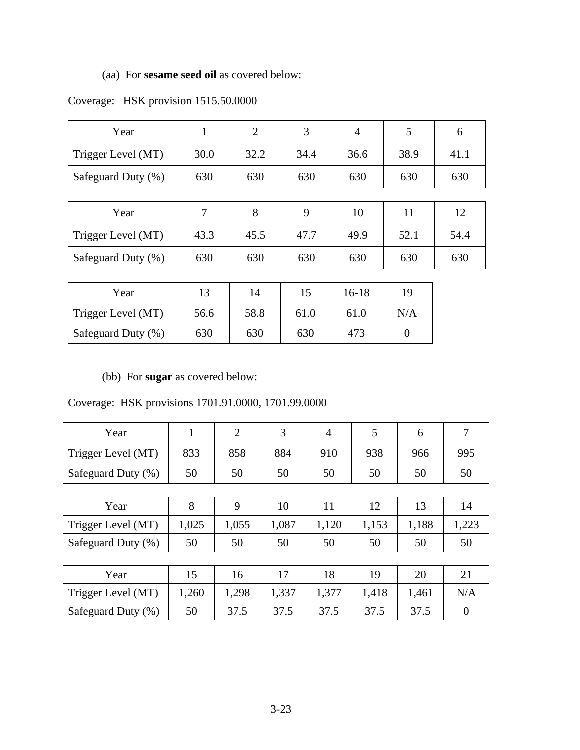(aa) For **sesame seed oil** as covered below:

Coverage: HSK provision 1515.50.0000

| Year | 1 | 2 | 3 | 4 | 5 | 6 |
|---|---|---|---|---|---|---|
| Trigger Level (MT) | 30.0 | 32.2 | 34.4 | 36.6 | 38.9 | 41.1 |
| Safeguard Duty (%) | 630 | 630 | 630 | 630 | 630 | 630 |

| Year | 7 | 8 | 9 | 10 | 11 | 12 |
|---|---|---|---|---|---|---|
| Trigger Level (MT) | 43.3 | 45.5 | 47.7 | 49.9 | 52.1 | 54.4 |
| Safeguard Duty (%) | 630 | 630 | 630 | 630 | 630 | 630 |

| Year | 13 | 14 | 15 | 16-18 | 19 |
|---|---|---|---|---|---|
| Trigger Level (MT) | 56.6 | 58.8 | 61.0 | 61.0 | N/A |
| Safeguard Duty (%) | 630 | 630 | 630 | 473 | 0 |

(bb) For **sugar** as covered below:

Coverage: HSK provisions 1701.91.0000, 1701.99.0000

| Year | 1 | 2 | 3 | 4 | 5 | 6 | 7 |
|---|---|---|---|---|---|---|---|
| Trigger Level (MT) | 833 | 858 | 884 | 910 | 938 | 966 | 995 |
| Safeguard Duty (%) | 50 | 50 | 50 | 50 | 50 | 50 | 50 |

| Year | 8 | 9 | 10 | 11 | 12 | 13 | 14 |
|---|---|---|---|---|---|---|---|
| Trigger Level (MT) | 1,025 | 1,055 | 1,087 | 1,120 | 1,153 | 1,188 | 1,223 |
| Safeguard Duty (%) | 50 | 50 | 50 | 50 | 50 | 50 | 50 |

| Year | 15 | 16 | 17 | 18 | 19 | 20 | 21 |
|---|---|---|---|---|---|---|---|
| Trigger Level (MT) | 1,260 | 1,298 | 1,337 | 1,377 | 1,418 | 1,461 | N/A |
| Safeguard Duty (%) | 50 | 37.5 | 37.5 | 37.5 | 37.5 | 37.5 | 0 |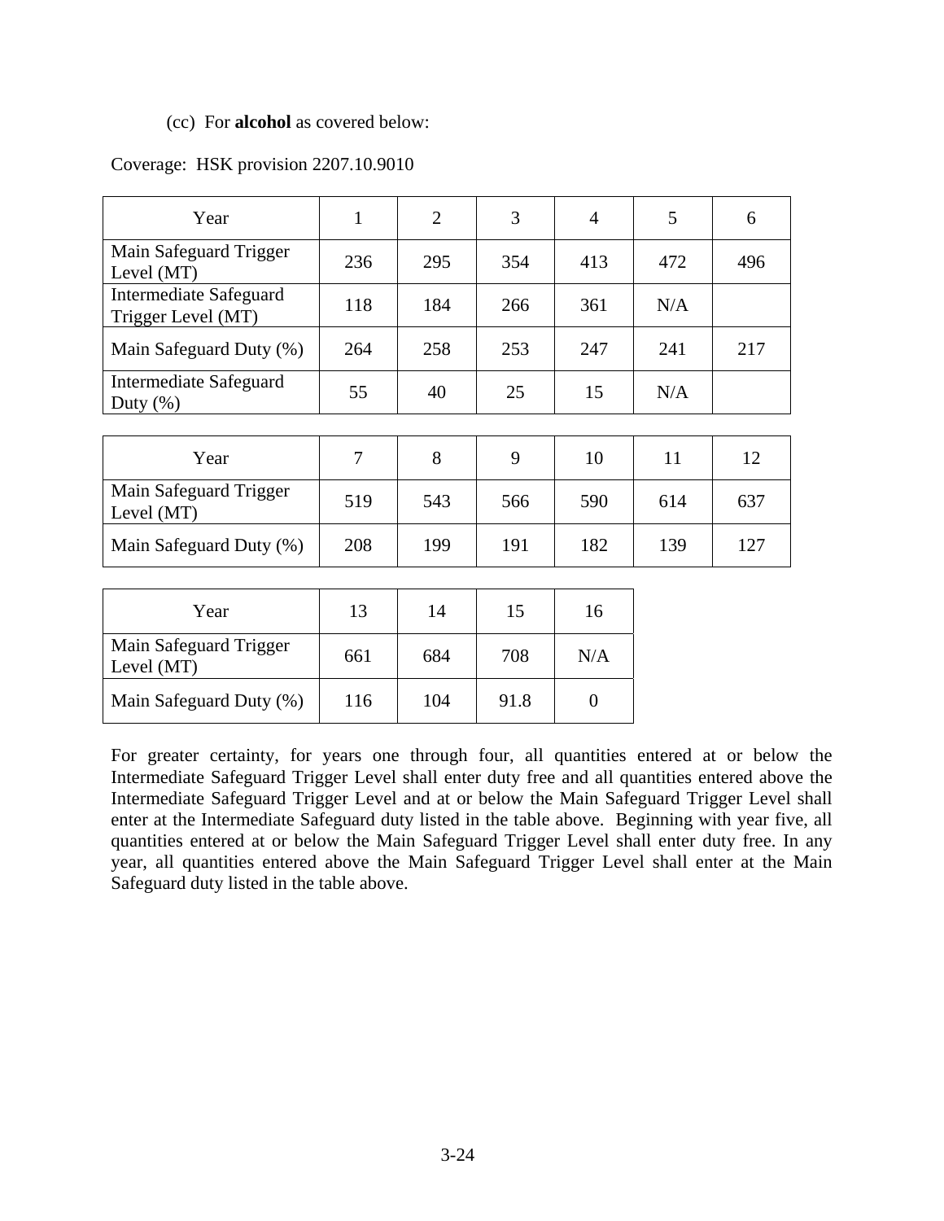(cc) For **alcohol** as covered below:

Coverage: HSK provision 2207.10.9010

| Year | 1 | 2 | 3 | 4 | 5 | 6 |
|---|---|---|---|---|---|---|
| Main Safeguard Trigger Level (MT) | 236 | 295 | 354 | 413 | 472 | 496 |
| Intermediate Safeguard Trigger Level (MT) | 118 | 184 | 266 | 361 | N/A | |
| Main Safeguard Duty (%) | 264 | 258 | 253 | 247 | 241 | 217 |
| Intermediate Safeguard Duty (%) | 55 | 40 | 25 | 15 | N/A | |

| Year | 7 | 8 | 9 | 10 | 11 | 12 |
|---|---|---|---|---|---|---|
| Main Safeguard Trigger Level (MT) | 519 | 543 | 566 | 590 | 614 | 637 |
| Main Safeguard Duty (%) | 208 | 199 | 191 | 182 | 139 | 127 |

| Year | 13 | 14 | 15 | 16 |
|---|---|---|---|---|
| Main Safeguard Trigger Level (MT) | 661 | 684 | 708 | N/A |
| Main Safeguard Duty (%) | 116 | 104 | 91.8 | 0 |

For greater certainty, for years one through four, all quantities entered at or below the Intermediate Safeguard Trigger Level shall enter duty free and all quantities entered above the Intermediate Safeguard Trigger Level and at or below the Main Safeguard Trigger Level shall enter at the Intermediate Safeguard duty listed in the table above. Beginning with year five, all quantities entered at or below the Main Safeguard Trigger Level shall enter duty free. In any year, all quantities entered above the Main Safeguard Trigger Level shall enter at the Main Safeguard duty listed in the table above.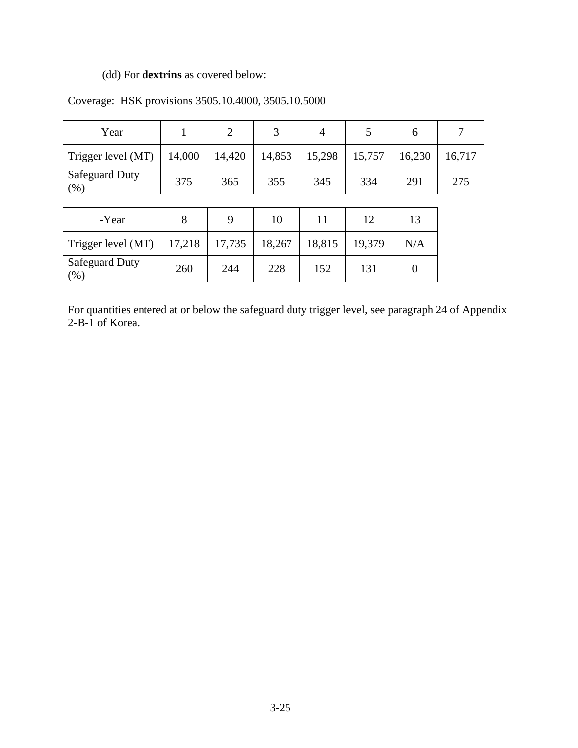(dd) For **dextrins** as covered below:

Coverage: HSK provisions 3505.10.4000, 3505.10.5000

| Year | 1 | 2 | 3 | 4 | 5 | 6 | 7 |
|---|---|---|---|---|---|---|---|
| Trigger level (MT) | 14,000 | 14,420 | 14,853 | 15,298 | 15,757 | 16,230 | 16,717 |
| Safeguard Duty (%) | 375 | 365 | 355 | 345 | 334 | 291 | 275 |

| -Year | 8 | 9 | 10 | 11 | 12 | 13 |
|---|---|---|---|---|---|---|
| Trigger level (MT) | 17,218 | 17,735 | 18,267 | 18,815 | 19,379 | N/A |
| Safeguard Duty (%) | 260 | 244 | 228 | 152 | 131 | 0 |

For quantities entered at or below the safeguard duty trigger level, see paragraph 24 of Appendix 2-B-1 of Korea.